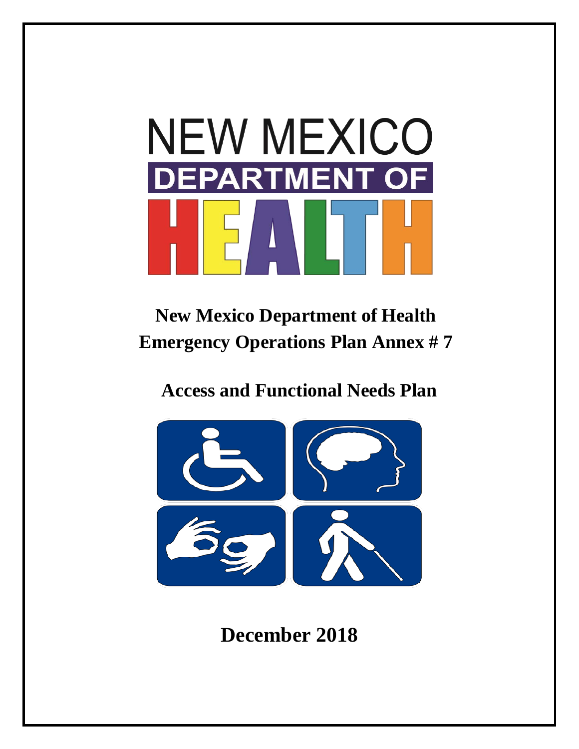# New Mexico Department of Health Emergency Operations Plan Annex # 7

## Access and Functional Needs Plan

**December 2018**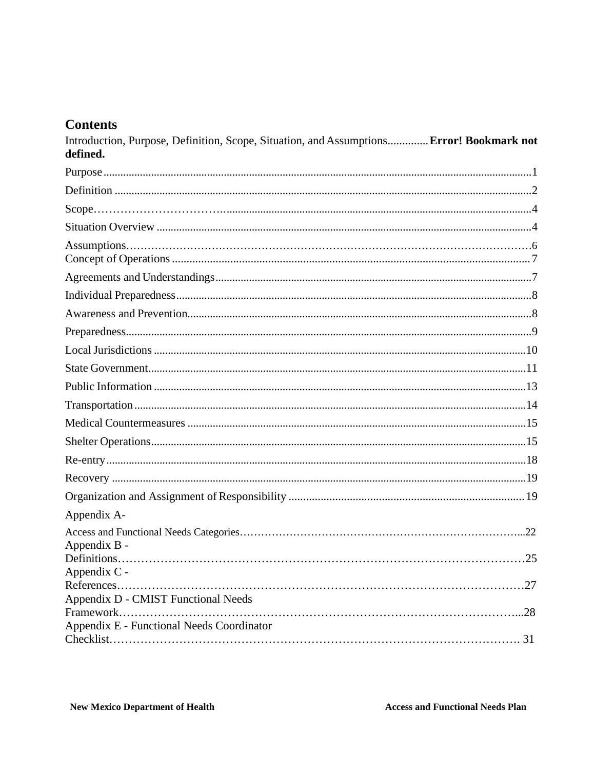# Contents

Introduction, Purpose, Definition, Scope, Situation, and Assumptions.............**Error! Bookmark not defined.**

Purpose........................................................................................................................................1

Definition ....................................................................................................................................2

Scope……………………………............................................................................................4

Situation Overview ......................................................................................................................4

Assumptions……………………………………………………………………………………………6

Concept of Operations ...................................................................................................................7

Agreements and Understandings.......................................................................................................7

Individual Preparedness..................................................................................................................8

Awareness and Prevention...............................................................................................................8

Preparedness.................................................................................................................................9

Local Jurisdictions .......................................................................................................................10

State Government........................................................................................................................11

Public Information .......................................................................................................................13

Transportation.............................................................................................................................14

Medical Countermeasures ............................................................................................................15

Shelter Operations........................................................................................................................15

Re-entry.......................................................................................................................................18

Recovery .....................................................................................................................................19

Organization and Assignment of Responsibility ..........................................................................19

Appendix A-

Access and Functional Needs Categories…………………………………………………………...22

Appendix B - Definitions………………………………………………………………………………25

Appendix C - References………………………………………………………………………………27

Appendix D - CMIST Functional Needs Framework…………………………………………………...28

Appendix E - Functional Needs Coordinator Checklist………………………………………………… 31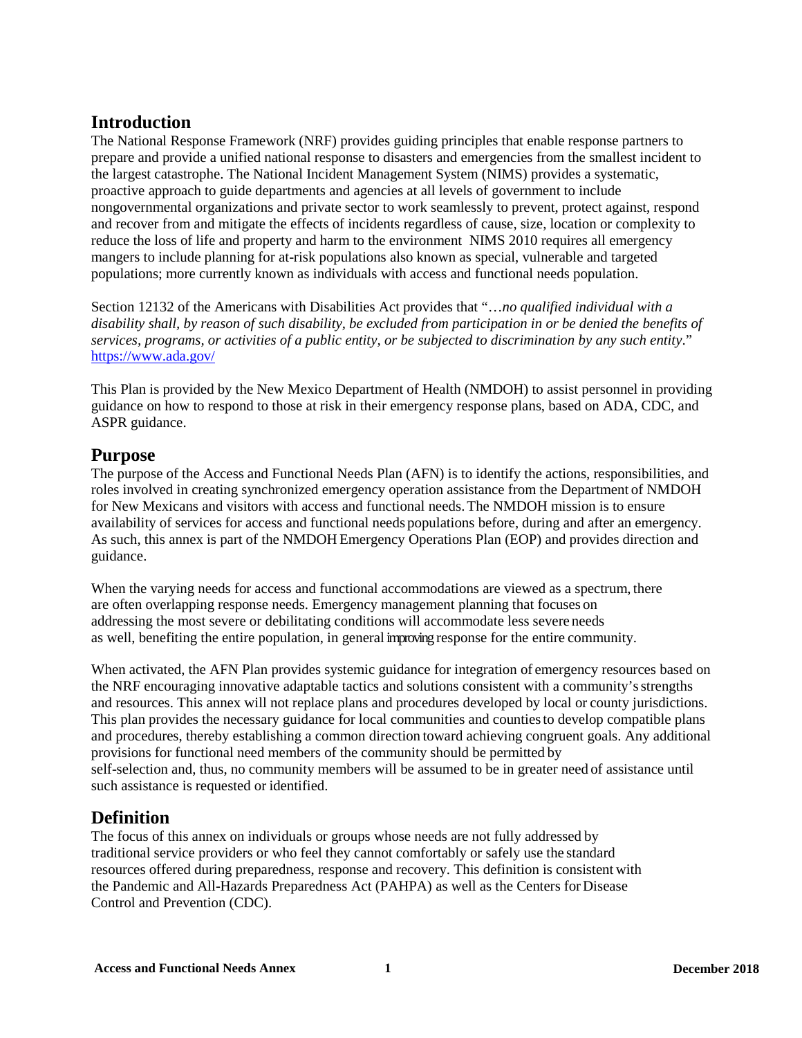## Introduction

The National Response Framework (NRF) provides guiding principles that enable response partners to prepare and provide a unified national response to disasters and emergencies from the smallest incident to the largest catastrophe. The National Incident Management System (NIMS) provides a systematic, proactive approach to guide departments and agencies at all levels of government to include nongovernmental organizations and private sector to work seamlessly to prevent, protect against, respond and recover from and mitigate the effects of incidents regardless of cause, size, location or complexity to reduce the loss of life and property and harm to the environment NIMS 2010 requires all emergency mangers to include planning for at-risk populations also known as special, vulnerable and targeted populations; more currently known as individuals with access and functional needs population.

Section 12132 of the Americans with Disabilities Act provides that "*…no qualified individual with a disability shall, by reason of such disability, be excluded from participation in or be denied the benefits of services, programs, or activities of a public entity, or be subjected to discrimination by any such entity*." https://www.ada.gov/

This Plan is provided by the New Mexico Department of Health (NMDOH) to assist personnel in providing guidance on how to respond to those at risk in their emergency response plans, based on ADA, CDC, and ASPR guidance.

## Purpose

The purpose of the Access and Functional Needs Plan (AFN) is to identify the actions, responsibilities, and roles involved in creating synchronized emergency operation assistance from the Department of NMDOH for New Mexicans and visitors with access and functional needs. The NMDOH mission is to ensure availability of services for access and functional needs populations before, during and after an emergency. As such, this annex is part of the NMDOH Emergency Operations Plan (EOP) and provides direction and guidance.

When the varying needs for access and functional accommodations are viewed as a spectrum, there are often overlapping response needs. Emergency management planning that focuses on addressing the most severe or debilitating conditions will accommodate less severe needs as well, benefiting the entire population, in general improving response for the entire community.

When activated, the AFN Plan provides systemic guidance for integration of emergency resources based on the NRF encouraging innovative adaptable tactics and solutions consistent with a community's strengths and resources. This annex will not replace plans and procedures developed by local or county jurisdictions. This plan provides the necessary guidance for local communities and counties to develop compatible plans and procedures, thereby establishing a common direction toward achieving congruent goals. Any additional provisions for functional need members of the community should be permitted by self-selection and, thus, no community members will be assumed to be in greater need of assistance until such assistance is requested or identified.

## Definition

The focus of this annex on individuals or groups whose needs are not fully addressed by traditional service providers or who feel they cannot comfortably or safely use the standard resources offered during preparedness, response and recovery. This definition is consistent with the Pandemic and All-Hazards Preparedness Act (PAHPA) as well as the Centers for Disease Control and Prevention (CDC).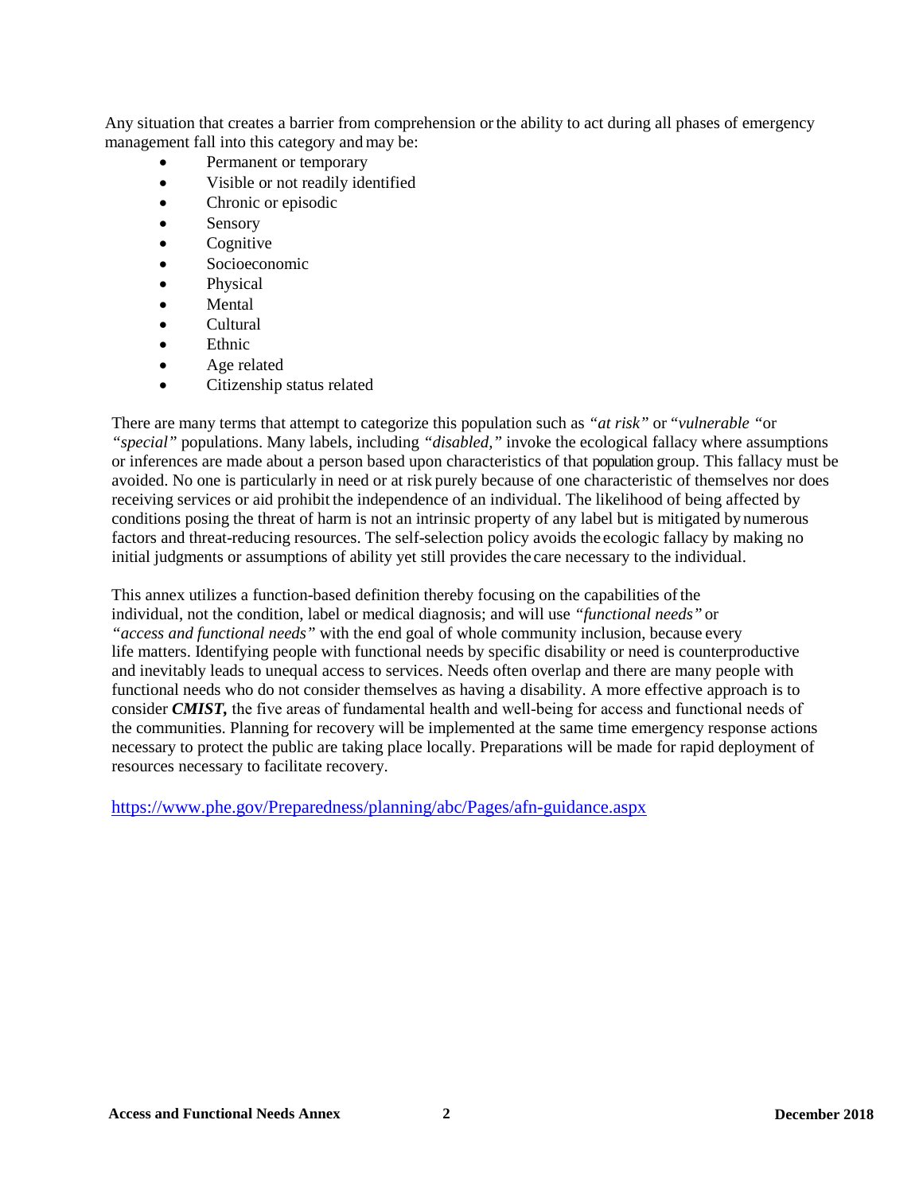Any situation that creates a barrier from comprehension or the ability to act during all phases of emergency management fall into this category and may be:

- Permanent or temporary
- Visible or not readily identified
- Chronic or episodic
- Sensory
- Cognitive
- Socioeconomic
- Physical
- Mental
- Cultural
- Ethnic
- Age related
- Citizenship status related

There are many terms that attempt to categorize this population such as *"at risk"* or "*vulnerable* "or *"special"* populations. Many labels, including *"disabled,"* invoke the ecological fallacy where assumptions or inferences are made about a person based upon characteristics of that population group. This fallacy must be avoided. No one is particularly in need or at risk purely because of one characteristic of themselves nor does receiving services or aid prohibit the independence of an individual. The likelihood of being affected by conditions posing the threat of harm is not an intrinsic property of any label but is mitigated by numerous factors and threat-reducing resources. The self-selection policy avoids the ecologic fallacy by making no initial judgments or assumptions of ability yet still provides the care necessary to the individual.

This annex utilizes a function-based definition thereby focusing on the capabilities of the individual, not the condition, label or medical diagnosis; and will use *"functional needs"* or *"access and functional needs"* with the end goal of whole community inclusion, because every life matters. Identifying people with functional needs by specific disability or need is counterproductive and inevitably leads to unequal access to services. Needs often overlap and there are many people with functional needs who do not consider themselves as having a disability. A more effective approach is to consider ***CMIST,*** the five areas of fundamental health and well-being for access and functional needs of the communities. Planning for recovery will be implemented at the same time emergency response actions necessary to protect the public are taking place locally. Preparations will be made for rapid deployment of resources necessary to facilitate recovery.

https://www.phe.gov/Preparedness/planning/abc/Pages/afn-guidance.aspx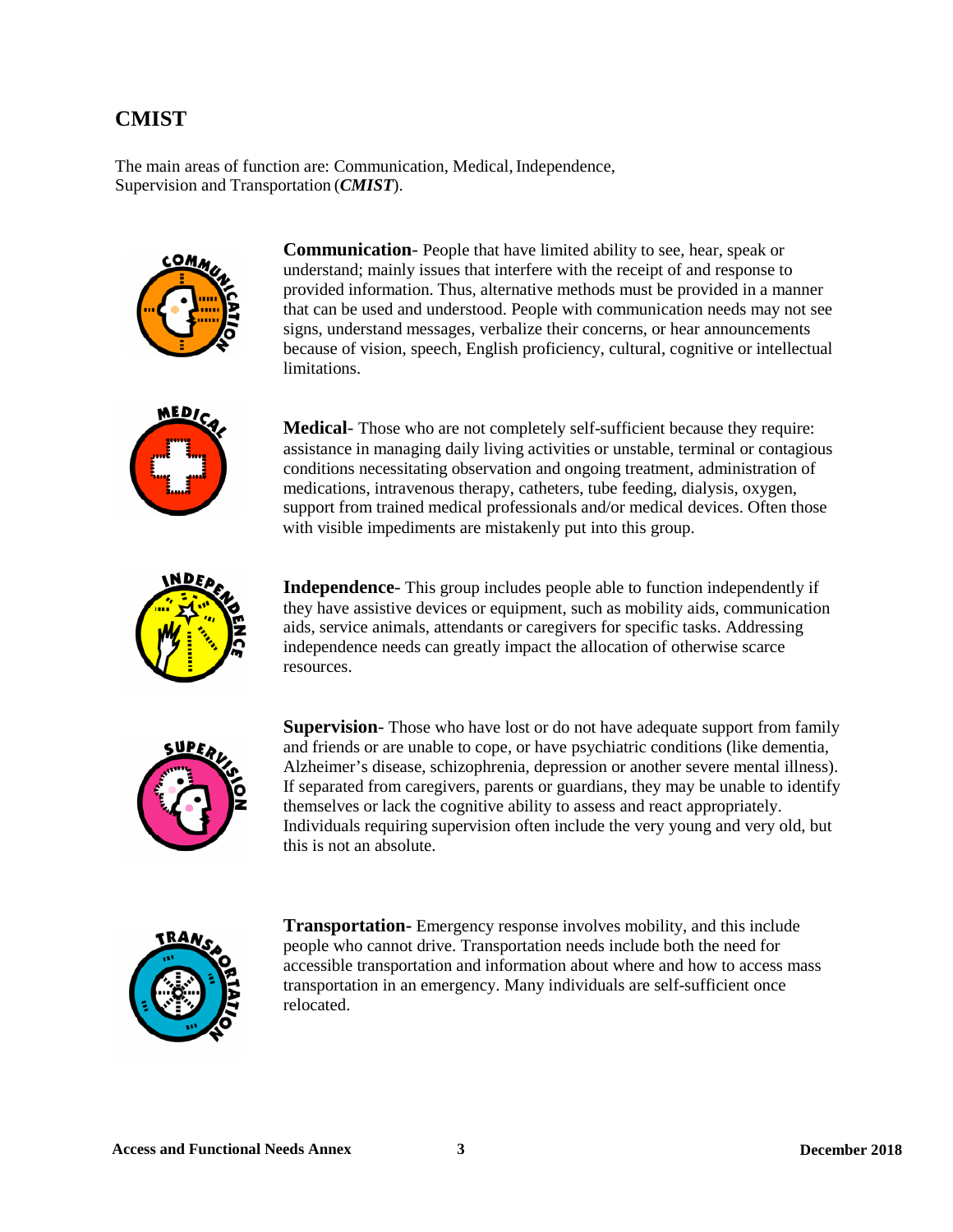## CMIST

The main areas of function are: Communication, Medical, Independence, Supervision and Transportation (***CMIST***).

**Communication**- People that have limited ability to see, hear, speak or understand; mainly issues that interfere with the receipt of and response to provided information. Thus, alternative methods must be provided in a manner that can be used and understood. People with communication needs may not see signs, understand messages, verbalize their concerns, or hear announcements because of vision, speech, English proficiency, cultural, cognitive or intellectual limitations.

**Medical**- Those who are not completely self-sufficient because they require: assistance in managing daily living activities or unstable, terminal or contagious conditions necessitating observation and ongoing treatment, administration of medications, intravenous therapy, catheters, tube feeding, dialysis, oxygen, support from trained medical professionals and/or medical devices. Often those with visible impediments are mistakenly put into this group.

**Independence**- This group includes people able to function independently if they have assistive devices or equipment, such as mobility aids, communication aids, service animals, attendants or caregivers for specific tasks. Addressing independence needs can greatly impact the allocation of otherwise scarce resources.

**Supervision**- Those who have lost or do not have adequate support from family and friends or are unable to cope, or have psychiatric conditions (like dementia, Alzheimer's disease, schizophrenia, depression or another severe mental illness). If separated from caregivers, parents or guardians, they may be unable to identify themselves or lack the cognitive ability to assess and react appropriately. Individuals requiring supervision often include the very young and very old, but this is not an absolute.

**Transportation-** Emergency response involves mobility, and this include people who cannot drive. Transportation needs include both the need for accessible transportation and information about where and how to access mass transportation in an emergency. Many individuals are self-sufficient once relocated.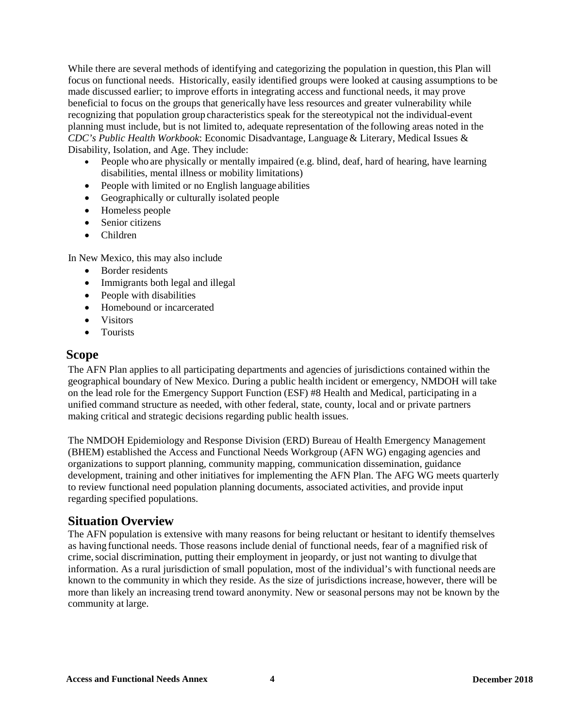While there are several methods of identifying and categorizing the population in question, this Plan will focus on functional needs. Historically, easily identified groups were looked at causing assumptions to be made discussed earlier; to improve efforts in integrating access and functional needs, it may prove beneficial to focus on the groups that generically have less resources and greater vulnerability while recognizing that population group characteristics speak for the stereotypical not the individual-event planning must include, but is not limited to, adequate representation of the following areas noted in the *CDC's Public Health Workbook*: Economic Disadvantage, Language & Literary, Medical Issues & Disability, Isolation, and Age. They include:

- People who are physically or mentally impaired (e.g. blind, deaf, hard of hearing, have learning disabilities, mental illness or mobility limitations)
- People with limited or no English language abilities
- Geographically or culturally isolated people
- Homeless people
- Senior citizens
- Children

In New Mexico, this may also include

- Border residents
- Immigrants both legal and illegal
- People with disabilities
- Homebound or incarcerated
- Visitors
- Tourists

## Scope

The AFN Plan applies to all participating departments and agencies of jurisdictions contained within the geographical boundary of New Mexico. During a public health incident or emergency, NMDOH will take on the lead role for the Emergency Support Function (ESF) #8 Health and Medical, participating in a unified command structure as needed, with other federal, state, county, local and or private partners making critical and strategic decisions regarding public health issues.

The NMDOH Epidemiology and Response Division (ERD) Bureau of Health Emergency Management (BHEM) established the Access and Functional Needs Workgroup (AFN WG) engaging agencies and organizations to support planning, community mapping, communication dissemination, guidance development, training and other initiatives for implementing the AFN Plan. The AFG WG meets quarterly to review functional need population planning documents, associated activities, and provide input regarding specified populations.

## Situation Overview

The AFN population is extensive with many reasons for being reluctant or hesitant to identify themselves as having functional needs. Those reasons include denial of functional needs, fear of a magnified risk of crime, social discrimination, putting their employment in jeopardy, or just not wanting to divulge that information. As a rural jurisdiction of small population, most of the individual's with functional needs are known to the community in which they reside. As the size of jurisdictions increase, however, there will be more than likely an increasing trend toward anonymity. New or seasonal persons may not be known by the community at large.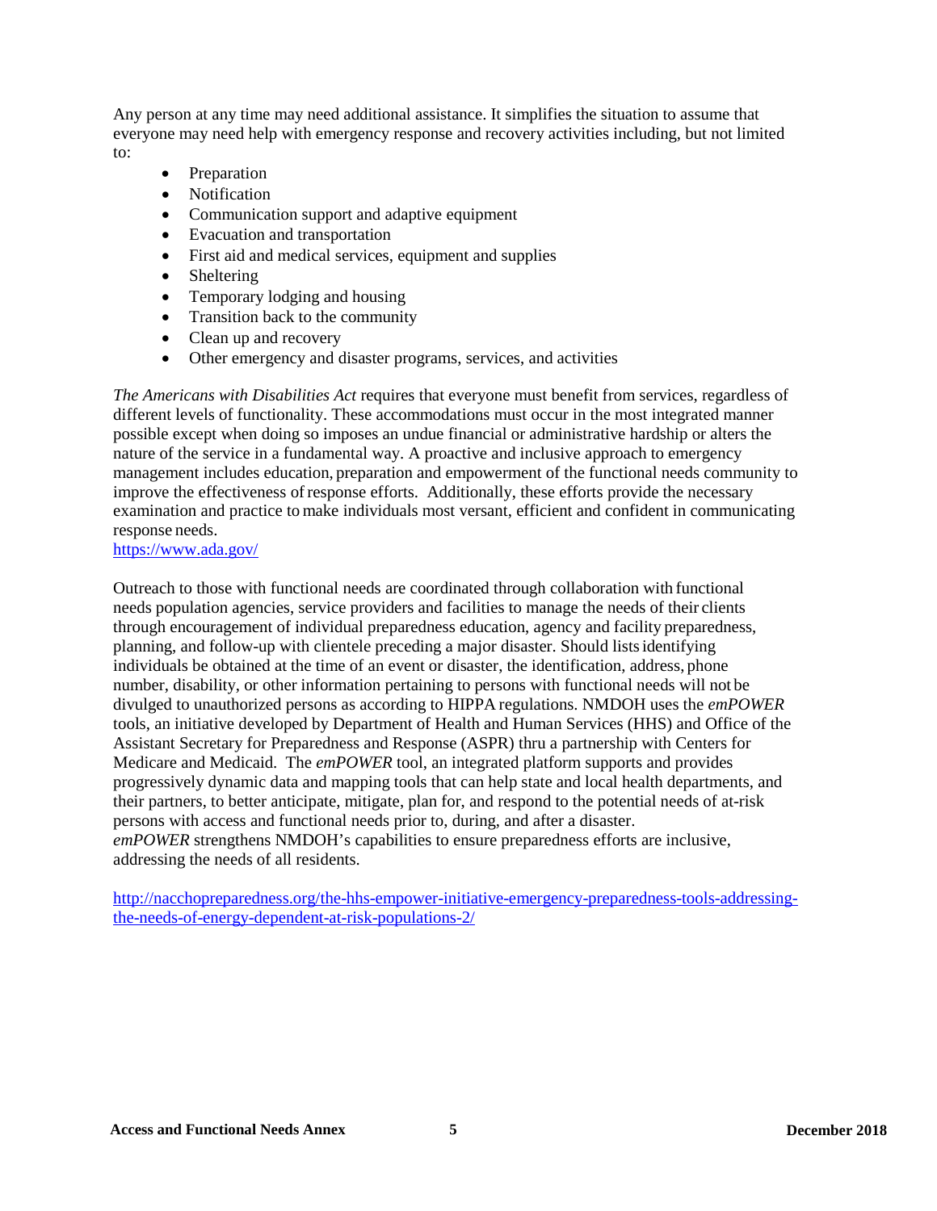Any person at any time may need additional assistance. It simplifies the situation to assume that everyone may need help with emergency response and recovery activities including, but not limited to:

- Preparation
- Notification
- Communication support and adaptive equipment
- Evacuation and transportation
- First aid and medical services, equipment and supplies
- Sheltering
- Temporary lodging and housing
- Transition back to the community
- Clean up and recovery
- Other emergency and disaster programs, services, and activities

*The Americans with Disabilities Act* requires that everyone must benefit from services, regardless of different levels of functionality. These accommodations must occur in the most integrated manner possible except when doing so imposes an undue financial or administrative hardship or alters the nature of the service in a fundamental way. A proactive and inclusive approach to emergency management includes education, preparation and empowerment of the functional needs community to improve the effectiveness of response efforts. Additionally, these efforts provide the necessary examination and practice to make individuals most versant, efficient and confident in communicating response needs.
https://www.ada.gov/

Outreach to those with functional needs are coordinated through collaboration with functional needs population agencies, service providers and facilities to manage the needs of their clients through encouragement of individual preparedness education, agency and facility preparedness, planning, and follow-up with clientele preceding a major disaster. Should lists identifying individuals be obtained at the time of an event or disaster, the identification, address, phone number, disability, or other information pertaining to persons with functional needs will not be divulged to unauthorized persons as according to HIPPA regulations. NMDOH uses the *emPOWER* tools, an initiative developed by Department of Health and Human Services (HHS) and Office of the Assistant Secretary for Preparedness and Response (ASPR) thru a partnership with Centers for Medicare and Medicaid. The *emPOWER* tool, an integrated platform supports and provides progressively dynamic data and mapping tools that can help state and local health departments, and their partners, to better anticipate, mitigate, plan for, and respond to the potential needs of at-risk persons with access and functional needs prior to, during, and after a disaster. *emPOWER* strengthens NMDOH's capabilities to ensure preparedness efforts are inclusive, addressing the needs of all residents.

http://nacchopreparedness.org/the-hhs-empower-initiative-emergency-preparedness-tools-addressing-the-needs-of-energy-dependent-at-risk-populations-2/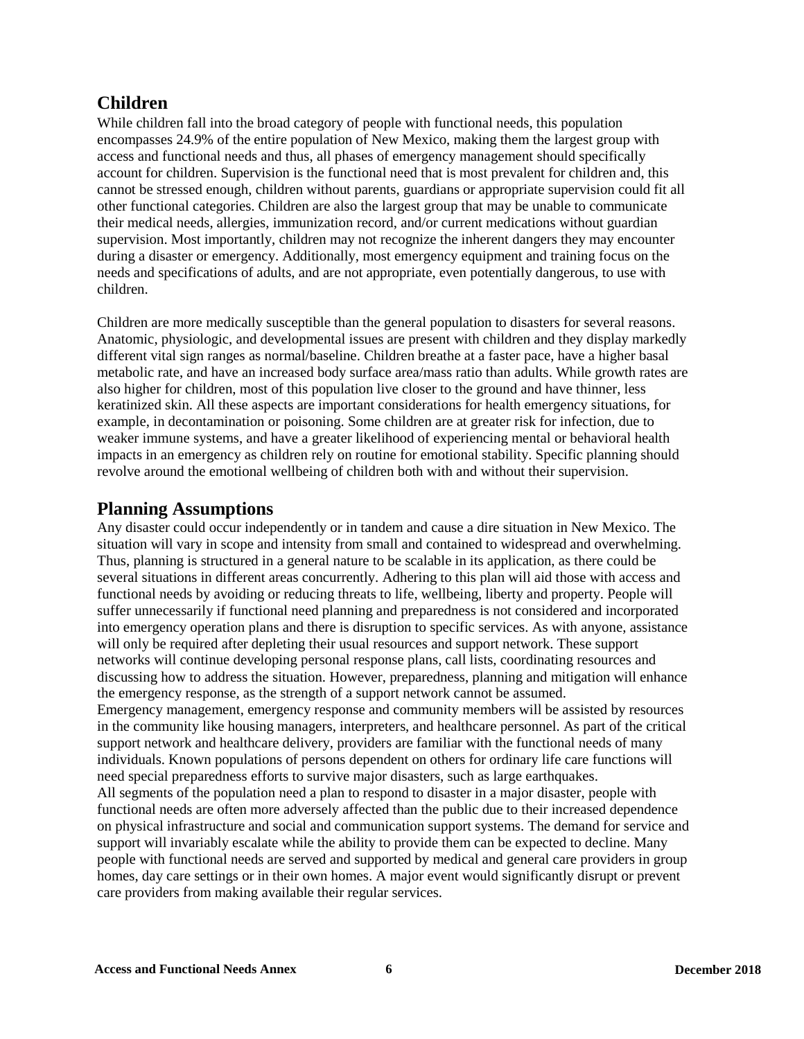## Children

While children fall into the broad category of people with functional needs, this population encompasses 24.9% of the entire population of New Mexico, making them the largest group with access and functional needs and thus, all phases of emergency management should specifically account for children. Supervision is the functional need that is most prevalent for children and, this cannot be stressed enough, children without parents, guardians or appropriate supervision could fit all other functional categories. Children are also the largest group that may be unable to communicate their medical needs, allergies, immunization record, and/or current medications without guardian supervision. Most importantly, children may not recognize the inherent dangers they may encounter during a disaster or emergency. Additionally, most emergency equipment and training focus on the needs and specifications of adults, and are not appropriate, even potentially dangerous, to use with children.

Children are more medically susceptible than the general population to disasters for several reasons. Anatomic, physiologic, and developmental issues are present with children and they display markedly different vital sign ranges as normal/baseline. Children breathe at a faster pace, have a higher basal metabolic rate, and have an increased body surface area/mass ratio than adults. While growth rates are also higher for children, most of this population live closer to the ground and have thinner, less keratinized skin. All these aspects are important considerations for health emergency situations, for example, in decontamination or poisoning. Some children are at greater risk for infection, due to weaker immune systems, and have a greater likelihood of experiencing mental or behavioral health impacts in an emergency as children rely on routine for emotional stability. Specific planning should revolve around the emotional wellbeing of children both with and without their supervision.

## Planning Assumptions

Any disaster could occur independently or in tandem and cause a dire situation in New Mexico. The situation will vary in scope and intensity from small and contained to widespread and overwhelming. Thus, planning is structured in a general nature to be scalable in its application, as there could be several situations in different areas concurrently. Adhering to this plan will aid those with access and functional needs by avoiding or reducing threats to life, wellbeing, liberty and property. People will suffer unnecessarily if functional need planning and preparedness is not considered and incorporated into emergency operation plans and there is disruption to specific services. As with anyone, assistance will only be required after depleting their usual resources and support network. These support networks will continue developing personal response plans, call lists, coordinating resources and discussing how to address the situation. However, preparedness, planning and mitigation will enhance the emergency response, as the strength of a support network cannot be assumed.

Emergency management, emergency response and community members will be assisted by resources in the community like housing managers, interpreters, and healthcare personnel. As part of the critical support network and healthcare delivery, providers are familiar with the functional needs of many individuals. Known populations of persons dependent on others for ordinary life care functions will need special preparedness efforts to survive major disasters, such as large earthquakes.

All segments of the population need a plan to respond to disaster in a major disaster, people with functional needs are often more adversely affected than the public due to their increased dependence on physical infrastructure and social and communication support systems. The demand for service and support will invariably escalate while the ability to provide them can be expected to decline. Many people with functional needs are served and supported by medical and general care providers in group homes, day care settings or in their own homes. A major event would significantly disrupt or prevent care providers from making available their regular services.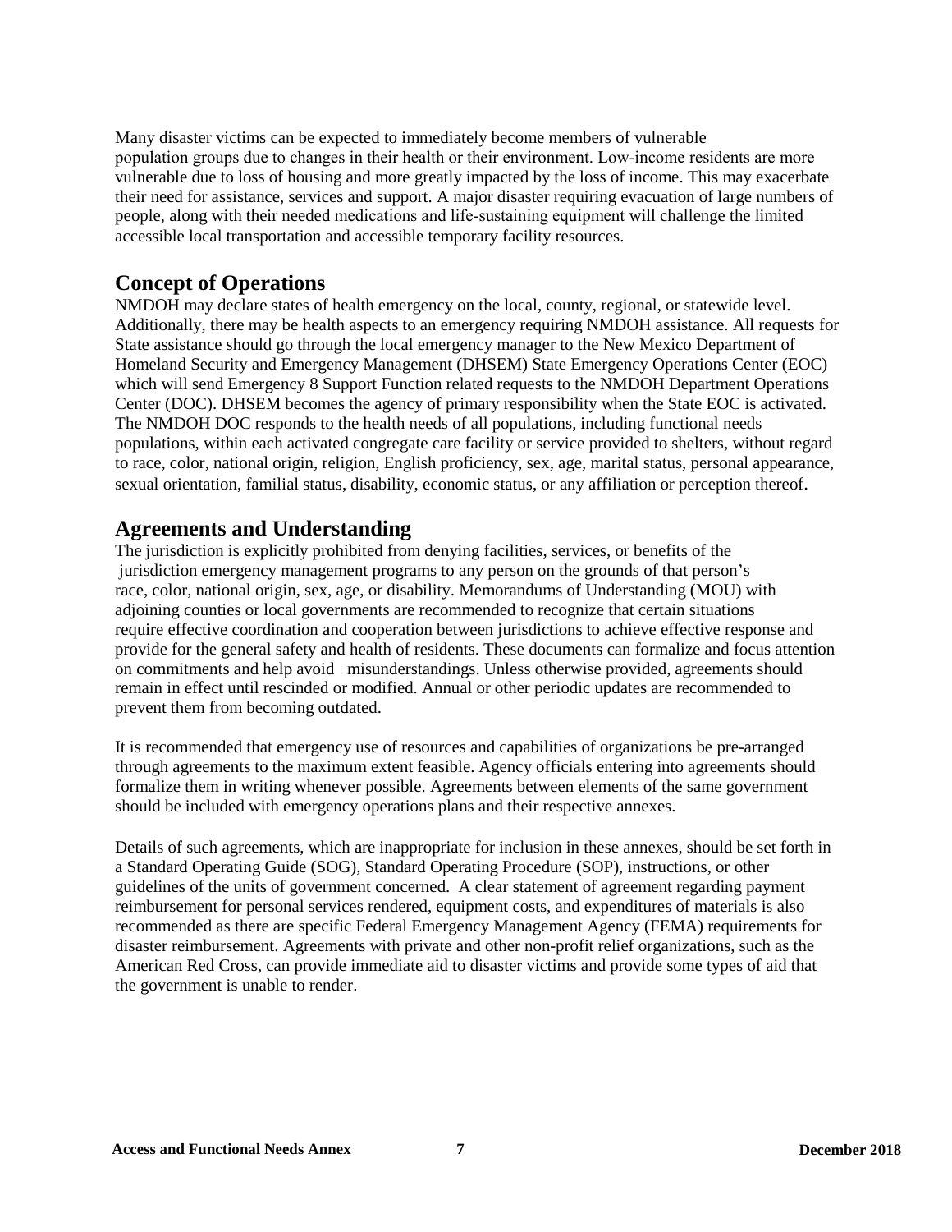Many disaster victims can be expected to immediately become members of vulnerable population groups due to changes in their health or their environment. Low-income residents are more vulnerable due to loss of housing and more greatly impacted by the loss of income. This may exacerbate their need for assistance, services and support. A major disaster requiring evacuation of large numbers of people, along with their needed medications and life-sustaining equipment will challenge the limited accessible local transportation and accessible temporary facility resources.

## Concept of Operations

NMDOH may declare states of health emergency on the local, county, regional, or statewide level. Additionally, there may be health aspects to an emergency requiring NMDOH assistance. All requests for State assistance should go through the local emergency manager to the New Mexico Department of Homeland Security and Emergency Management (DHSEM) State Emergency Operations Center (EOC) which will send Emergency 8 Support Function related requests to the NMDOH Department Operations Center (DOC). DHSEM becomes the agency of primary responsibility when the State EOC is activated. The NMDOH DOC responds to the health needs of all populations, including functional needs populations, within each activated congregate care facility or service provided to shelters, without regard to race, color, national origin, religion, English proficiency, sex, age, marital status, personal appearance, sexual orientation, familial status, disability, economic status, or any affiliation or perception thereof.

## Agreements and Understanding

The jurisdiction is explicitly prohibited from denying facilities, services, or benefits of the jurisdiction emergency management programs to any person on the grounds of that person's race, color, national origin, sex, age, or disability. Memorandums of Understanding (MOU) with adjoining counties or local governments are recommended to recognize that certain situations require effective coordination and cooperation between jurisdictions to achieve effective response and provide for the general safety and health of residents. These documents can formalize and focus attention on commitments and help avoid misunderstandings. Unless otherwise provided, agreements should remain in effect until rescinded or modified. Annual or other periodic updates are recommended to prevent them from becoming outdated.

It is recommended that emergency use of resources and capabilities of organizations be pre-arranged through agreements to the maximum extent feasible. Agency officials entering into agreements should formalize them in writing whenever possible. Agreements between elements of the same government should be included with emergency operations plans and their respective annexes.

Details of such agreements, which are inappropriate for inclusion in these annexes, should be set forth in a Standard Operating Guide (SOG), Standard Operating Procedure (SOP), instructions, or other guidelines of the units of government concerned. A clear statement of agreement regarding payment reimbursement for personal services rendered, equipment costs, and expenditures of materials is also recommended as there are specific Federal Emergency Management Agency (FEMA) requirements for disaster reimbursement. Agreements with private and other non-profit relief organizations, such as the American Red Cross, can provide immediate aid to disaster victims and provide some types of aid that the government is unable to render.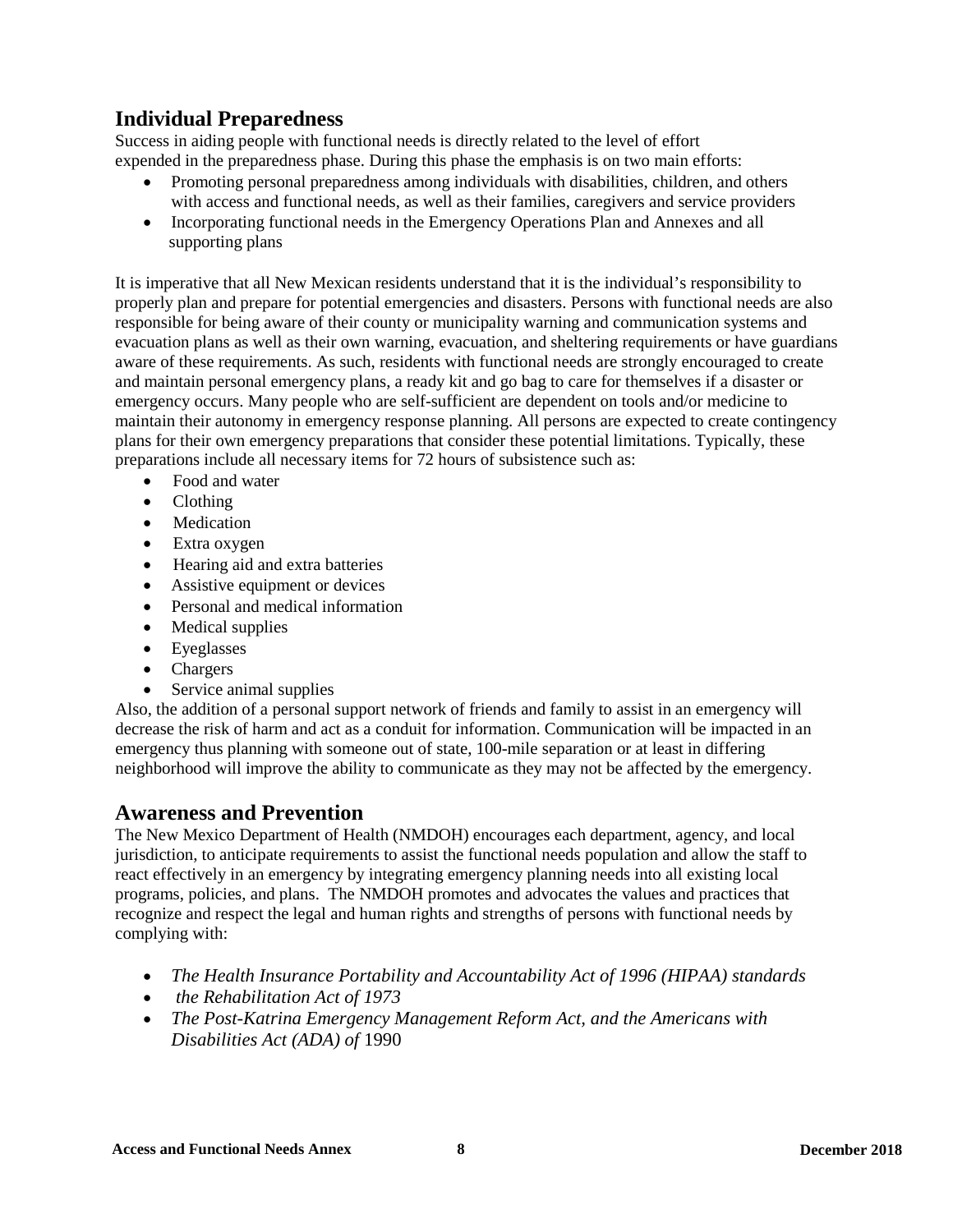## Individual Preparedness

Success in aiding people with functional needs is directly related to the level of effort expended in the preparedness phase. During this phase the emphasis is on two main efforts:

- Promoting personal preparedness among individuals with disabilities, children, and others with access and functional needs, as well as their families, caregivers and service providers
- Incorporating functional needs in the Emergency Operations Plan and Annexes and all supporting plans

It is imperative that all New Mexican residents understand that it is the individual's responsibility to properly plan and prepare for potential emergencies and disasters. Persons with functional needs are also responsible for being aware of their county or municipality warning and communication systems and evacuation plans as well as their own warning, evacuation, and sheltering requirements or have guardians aware of these requirements. As such, residents with functional needs are strongly encouraged to create and maintain personal emergency plans, a ready kit and go bag to care for themselves if a disaster or emergency occurs. Many people who are self-sufficient are dependent on tools and/or medicine to maintain their autonomy in emergency response planning. All persons are expected to create contingency plans for their own emergency preparations that consider these potential limitations. Typically, these preparations include all necessary items for 72 hours of subsistence such as:

- Food and water
- Clothing
- Medication
- Extra oxygen
- Hearing aid and extra batteries
- Assistive equipment or devices
- Personal and medical information
- Medical supplies
- Eyeglasses
- Chargers
- Service animal supplies

Also, the addition of a personal support network of friends and family to assist in an emergency will decrease the risk of harm and act as a conduit for information. Communication will be impacted in an emergency thus planning with someone out of state, 100-mile separation or at least in differing neighborhood will improve the ability to communicate as they may not be affected by the emergency.

## Awareness and Prevention

The New Mexico Department of Health (NMDOH) encourages each department, agency, and local jurisdiction, to anticipate requirements to assist the functional needs population and allow the staff to react effectively in an emergency by integrating emergency planning needs into all existing local programs, policies, and plans. The NMDOH promotes and advocates the values and practices that recognize and respect the legal and human rights and strengths of persons with functional needs by complying with:

- *The Health Insurance Portability and Accountability Act of 1996 (HIPAA) standards*
- *the Rehabilitation Act of 1973*
- *The Post-Katrina Emergency Management Reform Act, and the Americans with Disabilities Act (ADA) of* 1990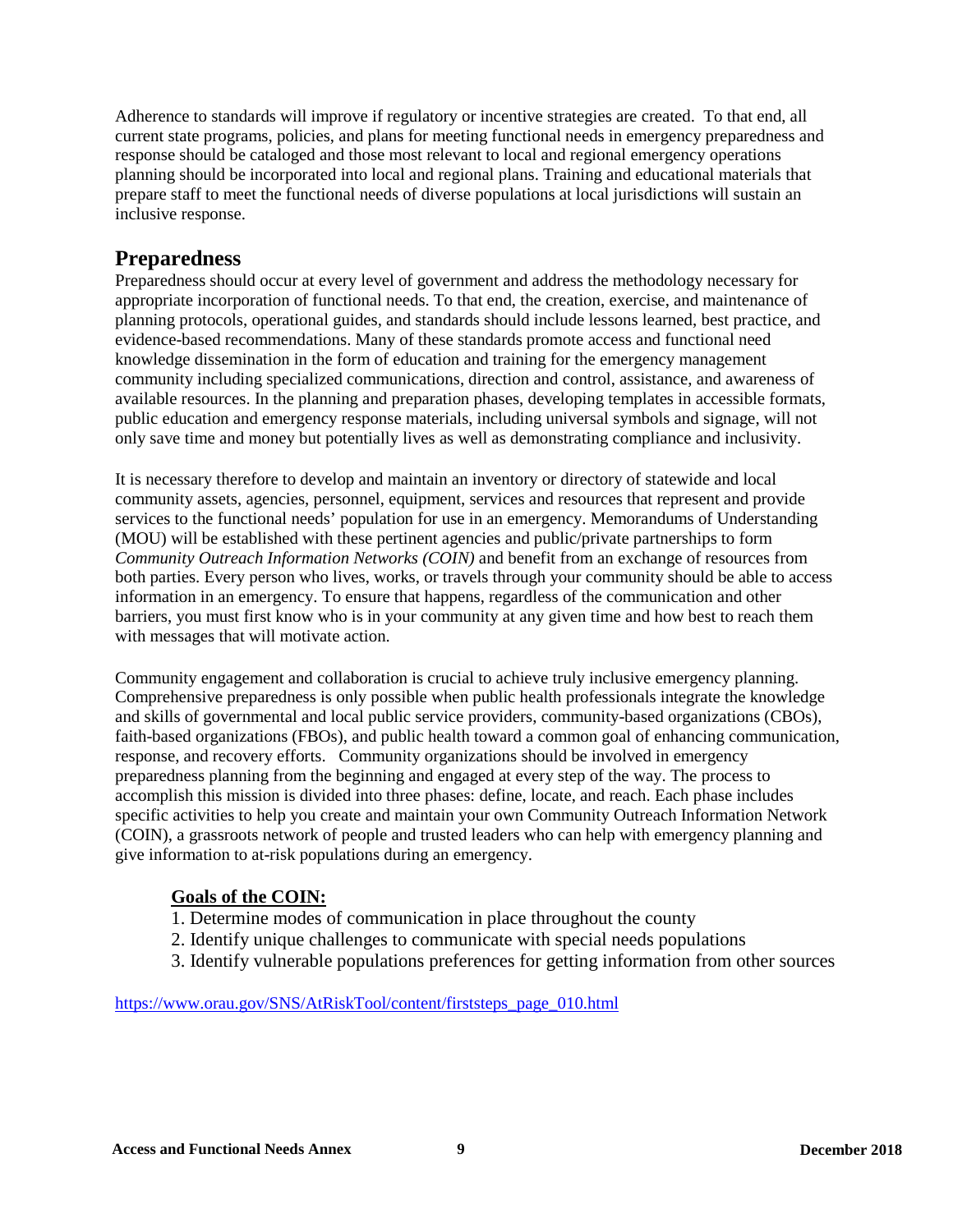Adherence to standards will improve if regulatory or incentive strategies are created. To that end, all current state programs, policies, and plans for meeting functional needs in emergency preparedness and response should be cataloged and those most relevant to local and regional emergency operations planning should be incorporated into local and regional plans. Training and educational materials that prepare staff to meet the functional needs of diverse populations at local jurisdictions will sustain an inclusive response.

## Preparedness

Preparedness should occur at every level of government and address the methodology necessary for appropriate incorporation of functional needs. To that end, the creation, exercise, and maintenance of planning protocols, operational guides, and standards should include lessons learned, best practice, and evidence-based recommendations. Many of these standards promote access and functional need knowledge dissemination in the form of education and training for the emergency management community including specialized communications, direction and control, assistance, and awareness of available resources. In the planning and preparation phases, developing templates in accessible formats, public education and emergency response materials, including universal symbols and signage, will not only save time and money but potentially lives as well as demonstrating compliance and inclusivity.

It is necessary therefore to develop and maintain an inventory or directory of statewide and local community assets, agencies, personnel, equipment, services and resources that represent and provide services to the functional needs' population for use in an emergency. Memorandums of Understanding (MOU) will be established with these pertinent agencies and public/private partnerships to form *Community Outreach Information Networks (COIN)* and benefit from an exchange of resources from both parties. Every person who lives, works, or travels through your community should be able to access information in an emergency. To ensure that happens, regardless of the communication and other barriers, you must first know who is in your community at any given time and how best to reach them with messages that will motivate action.

Community engagement and collaboration is crucial to achieve truly inclusive emergency planning. Comprehensive preparedness is only possible when public health professionals integrate the knowledge and skills of governmental and local public service providers, community-based organizations (CBOs), faith-based organizations (FBOs), and public health toward a common goal of enhancing communication, response, and recovery efforts. Community organizations should be involved in emergency preparedness planning from the beginning and engaged at every step of the way. The process to accomplish this mission is divided into three phases: define, locate, and reach. Each phase includes specific activities to help you create and maintain your own Community Outreach Information Network (COIN), a grassroots network of people and trusted leaders who can help with emergency planning and give information to at-risk populations during an emergency.

**Goals of the COIN:**

1. Determine modes of communication in place throughout the county
2. Identify unique challenges to communicate with special needs populations
3. Identify vulnerable populations preferences for getting information from other sources

https://www.orau.gov/SNS/AtRiskTool/content/firststeps_page_010.html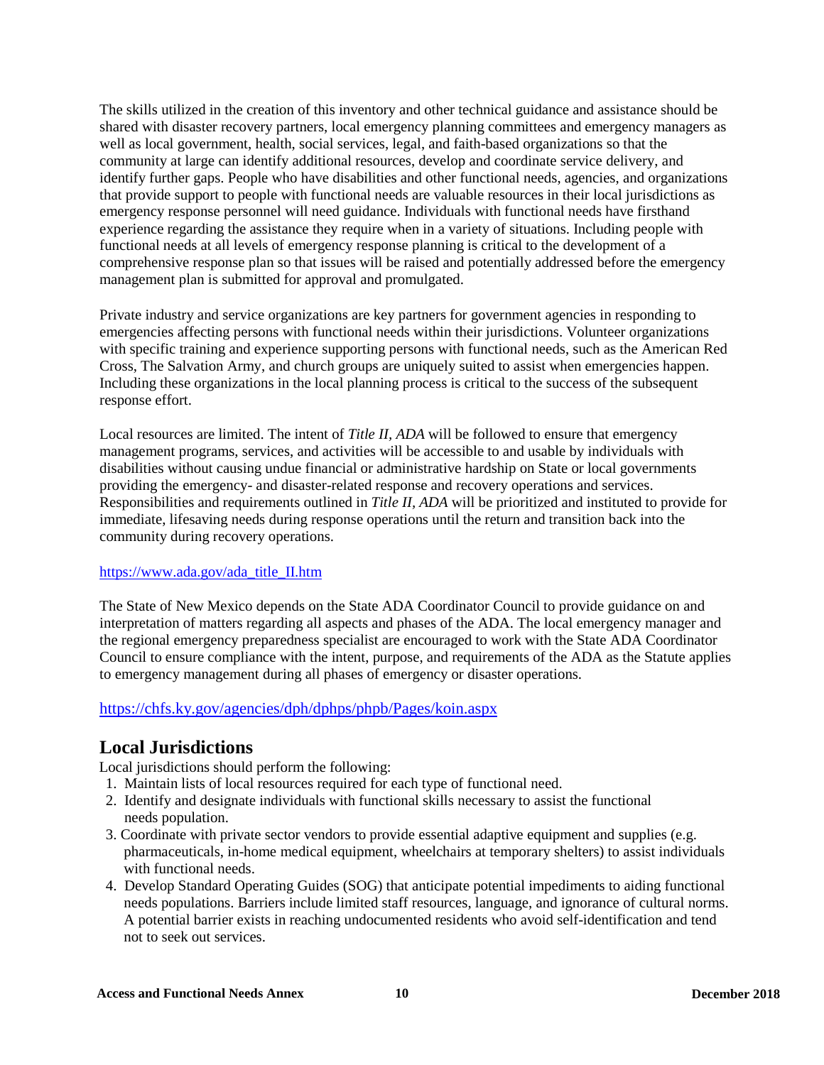The skills utilized in the creation of this inventory and other technical guidance and assistance should be shared with disaster recovery partners, local emergency planning committees and emergency managers as well as local government, health, social services, legal, and faith-based organizations so that the community at large can identify additional resources, develop and coordinate service delivery, and identify further gaps. People who have disabilities and other functional needs, agencies, and organizations that provide support to people with functional needs are valuable resources in their local jurisdictions as emergency response personnel will need guidance. Individuals with functional needs have firsthand experience regarding the assistance they require when in a variety of situations. Including people with functional needs at all levels of emergency response planning is critical to the development of a comprehensive response plan so that issues will be raised and potentially addressed before the emergency management plan is submitted for approval and promulgated.

Private industry and service organizations are key partners for government agencies in responding to emergencies affecting persons with functional needs within their jurisdictions. Volunteer organizations with specific training and experience supporting persons with functional needs, such as the American Red Cross, The Salvation Army, and church groups are uniquely suited to assist when emergencies happen. Including these organizations in the local planning process is critical to the success of the subsequent response effort.

Local resources are limited. The intent of *Title II, ADA* will be followed to ensure that emergency management programs, services, and activities will be accessible to and usable by individuals with disabilities without causing undue financial or administrative hardship on State or local governments providing the emergency- and disaster-related response and recovery operations and services. Responsibilities and requirements outlined in *Title II, ADA* will be prioritized and instituted to provide for immediate, lifesaving needs during response operations until the return and transition back into the community during recovery operations.

https://www.ada.gov/ada_title_II.htm

The State of New Mexico depends on the State ADA Coordinator Council to provide guidance on and interpretation of matters regarding all aspects and phases of the ADA. The local emergency manager and the regional emergency preparedness specialist are encouraged to work with the State ADA Coordinator Council to ensure compliance with the intent, purpose, and requirements of the ADA as the Statute applies to emergency management during all phases of emergency or disaster operations.

https://chfs.ky.gov/agencies/dph/dphps/phpb/Pages/koin.aspx

## Local Jurisdictions

Local jurisdictions should perform the following:

1. Maintain lists of local resources required for each type of functional need.
2. Identify and designate individuals with functional skills necessary to assist the functional needs population.
3. Coordinate with private sector vendors to provide essential adaptive equipment and supplies (e.g. pharmaceuticals, in-home medical equipment, wheelchairs at temporary shelters) to assist individuals with functional needs.
4. Develop Standard Operating Guides (SOG) that anticipate potential impediments to aiding functional needs populations. Barriers include limited staff resources, language, and ignorance of cultural norms. A potential barrier exists in reaching undocumented residents who avoid self-identification and tend not to seek out services.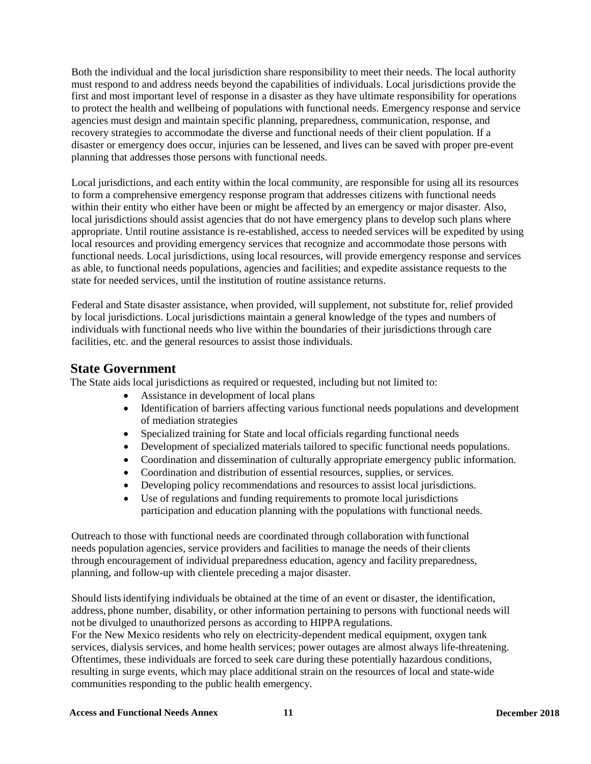Both the individual and the local jurisdiction share responsibility to meet their needs. The local authority must respond to and address needs beyond the capabilities of individuals. Local jurisdictions provide the first and most important level of response in a disaster as they have ultimate responsibility for operations to protect the health and wellbeing of populations with functional needs. Emergency response and service agencies must design and maintain specific planning, preparedness, communication, response, and recovery strategies to accommodate the diverse and functional needs of their client population. If a disaster or emergency does occur, injuries can be lessened, and lives can be saved with proper pre-event planning that addresses those persons with functional needs.

Local jurisdictions, and each entity within the local community, are responsible for using all its resources to form a comprehensive emergency response program that addresses citizens with functional needs within their entity who either have been or might be affected by an emergency or major disaster. Also, local jurisdictions should assist agencies that do not have emergency plans to develop such plans where appropriate. Until routine assistance is re-established, access to needed services will be expedited by using local resources and providing emergency services that recognize and accommodate those persons with functional needs. Local jurisdictions, using local resources, will provide emergency response and services as able, to functional needs populations, agencies and facilities; and expedite assistance requests to the state for needed services, until the institution of routine assistance returns.

Federal and State disaster assistance, when provided, will supplement, not substitute for, relief provided by local jurisdictions. Local jurisdictions maintain a general knowledge of the types and numbers of individuals with functional needs who live within the boundaries of their jurisdictions through care facilities, etc. and the general resources to assist those individuals.

## State Government

The State aids local jurisdictions as required or requested, including but not limited to:

- Assistance in development of local plans
- Identification of barriers affecting various functional needs populations and development of mediation strategies
- Specialized training for State and local officials regarding functional needs
- Development of specialized materials tailored to specific functional needs populations.
- Coordination and dissemination of culturally appropriate emergency public information.
- Coordination and distribution of essential resources, supplies, or services.
- Developing policy recommendations and resources to assist local jurisdictions.
- Use of regulations and funding requirements to promote local jurisdictions participation and education planning with the populations with functional needs.

Outreach to those with functional needs are coordinated through collaboration with functional needs population agencies, service providers and facilities to manage the needs of their clients through encouragement of individual preparedness education, agency and facility preparedness, planning, and follow-up with clientele preceding a major disaster.

Should lists identifying individuals be obtained at the time of an event or disaster, the identification, address, phone number, disability, or other information pertaining to persons with functional needs will not be divulged to unauthorized persons as according to HIPPA regulations.

For the New Mexico residents who rely on electricity-dependent medical equipment, oxygen tank services, dialysis services, and home health services; power outages are almost always life-threatening. Oftentimes, these individuals are forced to seek care during these potentially hazardous conditions, resulting in surge events, which may place additional strain on the resources of local and state-wide communities responding to the public health emergency.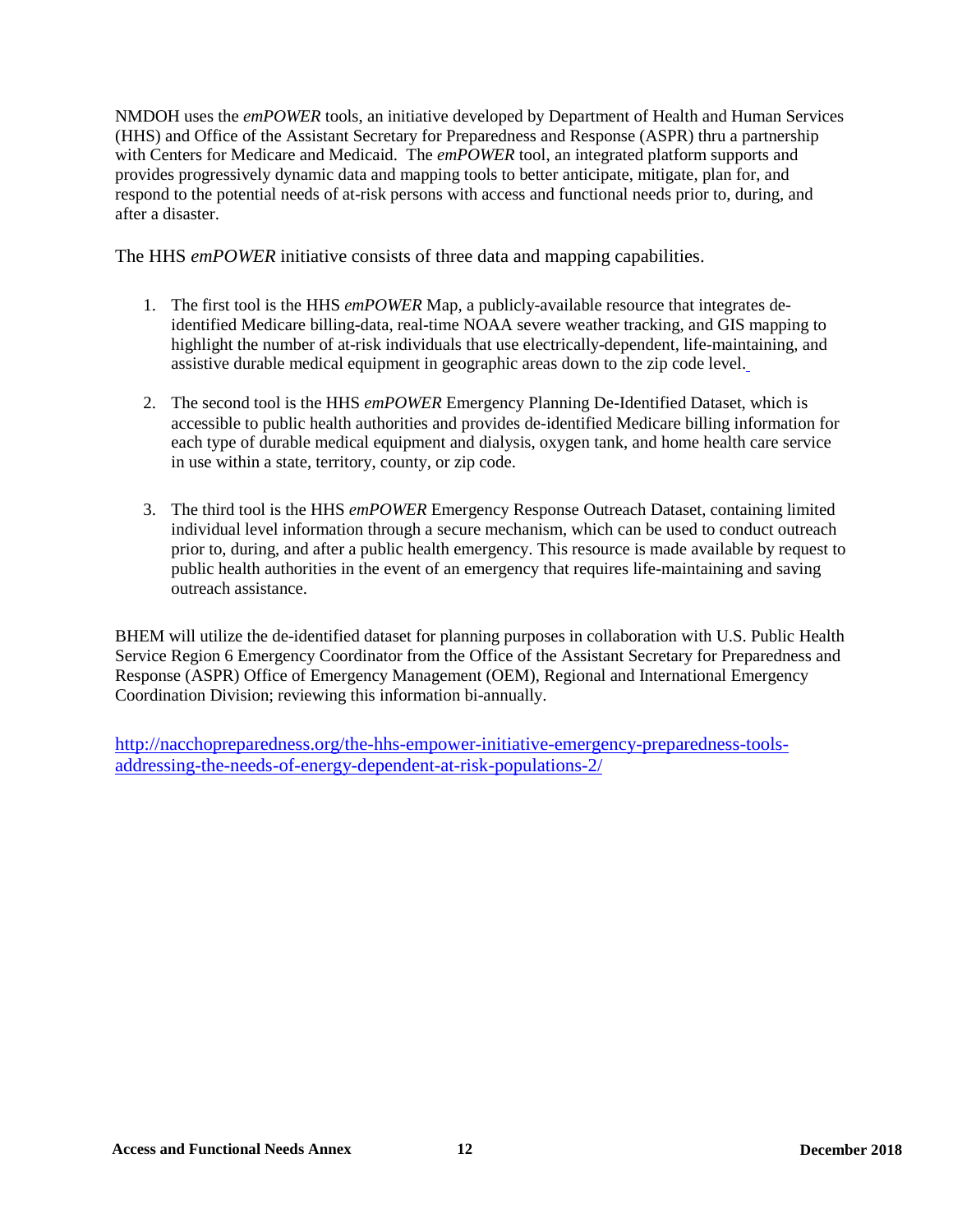NMDOH uses the *emPOWER* tools, an initiative developed by Department of Health and Human Services (HHS) and Office of the Assistant Secretary for Preparedness and Response (ASPR) thru a partnership with Centers for Medicare and Medicaid. The *emPOWER* tool, an integrated platform supports and provides progressively dynamic data and mapping tools to better anticipate, mitigate, plan for, and respond to the potential needs of at-risk persons with access and functional needs prior to, during, and after a disaster.

The HHS *emPOWER* initiative consists of three data and mapping capabilities.

1. The first tool is the HHS *emPOWER* Map, a publicly-available resource that integrates de-identified Medicare billing-data, real-time NOAA severe weather tracking, and GIS mapping to highlight the number of at-risk individuals that use electrically-dependent, life-maintaining, and assistive durable medical equipment in geographic areas down to the zip code level.

2. The second tool is the HHS *emPOWER* Emergency Planning De-Identified Dataset, which is accessible to public health authorities and provides de-identified Medicare billing information for each type of durable medical equipment and dialysis, oxygen tank, and home health care service in use within a state, territory, county, or zip code.

3. The third tool is the HHS *emPOWER* Emergency Response Outreach Dataset, containing limited individual level information through a secure mechanism, which can be used to conduct outreach prior to, during, and after a public health emergency. This resource is made available by request to public health authorities in the event of an emergency that requires life-maintaining and saving outreach assistance.

BHEM will utilize the de-identified dataset for planning purposes in collaboration with U.S. Public Health Service Region 6 Emergency Coordinator from the Office of the Assistant Secretary for Preparedness and Response (ASPR) Office of Emergency Management (OEM), Regional and International Emergency Coordination Division; reviewing this information bi-annually.

http://nacchopreparedness.org/the-hhs-empower-initiative-emergency-preparedness-tools-addressing-the-needs-of-energy-dependent-at-risk-populations-2/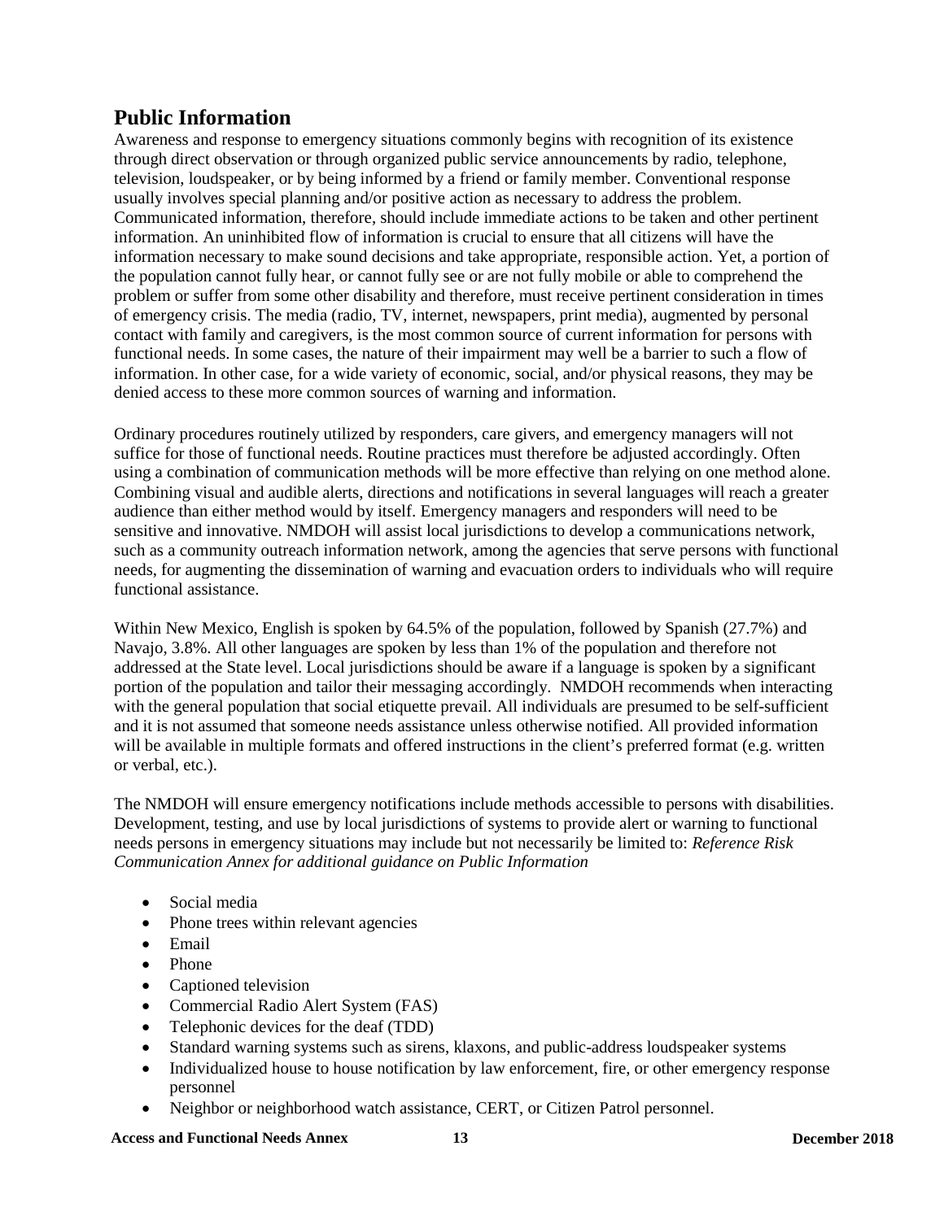## Public Information

Awareness and response to emergency situations commonly begins with recognition of its existence through direct observation or through organized public service announcements by radio, telephone, television, loudspeaker, or by being informed by a friend or family member. Conventional response usually involves special planning and/or positive action as necessary to address the problem. Communicated information, therefore, should include immediate actions to be taken and other pertinent information. An uninhibited flow of information is crucial to ensure that all citizens will have the information necessary to make sound decisions and take appropriate, responsible action. Yet, a portion of the population cannot fully hear, or cannot fully see or are not fully mobile or able to comprehend the problem or suffer from some other disability and therefore, must receive pertinent consideration in times of emergency crisis. The media (radio, TV, internet, newspapers, print media), augmented by personal contact with family and caregivers, is the most common source of current information for persons with functional needs. In some cases, the nature of their impairment may well be a barrier to such a flow of information. In other case, for a wide variety of economic, social, and/or physical reasons, they may be denied access to these more common sources of warning and information.

Ordinary procedures routinely utilized by responders, care givers, and emergency managers will not suffice for those of functional needs. Routine practices must therefore be adjusted accordingly. Often using a combination of communication methods will be more effective than relying on one method alone. Combining visual and audible alerts, directions and notifications in several languages will reach a greater audience than either method would by itself. Emergency managers and responders will need to be sensitive and innovative. NMDOH will assist local jurisdictions to develop a communications network, such as a community outreach information network, among the agencies that serve persons with functional needs, for augmenting the dissemination of warning and evacuation orders to individuals who will require functional assistance.

Within New Mexico, English is spoken by 64.5% of the population, followed by Spanish (27.7%) and Navajo, 3.8%. All other languages are spoken by less than 1% of the population and therefore not addressed at the State level. Local jurisdictions should be aware if a language is spoken by a significant portion of the population and tailor their messaging accordingly. NMDOH recommends when interacting with the general population that social etiquette prevail. All individuals are presumed to be self-sufficient and it is not assumed that someone needs assistance unless otherwise notified. All provided information will be available in multiple formats and offered instructions in the client's preferred format (e.g. written or verbal, etc.).

The NMDOH will ensure emergency notifications include methods accessible to persons with disabilities. Development, testing, and use by local jurisdictions of systems to provide alert or warning to functional needs persons in emergency situations may include but not necessarily be limited to: *Reference Risk Communication Annex for additional guidance on Public Information*

- Social media
- Phone trees within relevant agencies
- Email
- Phone
- Captioned television
- Commercial Radio Alert System (FAS)
- Telephonic devices for the deaf (TDD)
- Standard warning systems such as sirens, klaxons, and public-address loudspeaker systems
- Individualized house to house notification by law enforcement, fire, or other emergency response personnel
- Neighbor or neighborhood watch assistance, CERT, or Citizen Patrol personnel.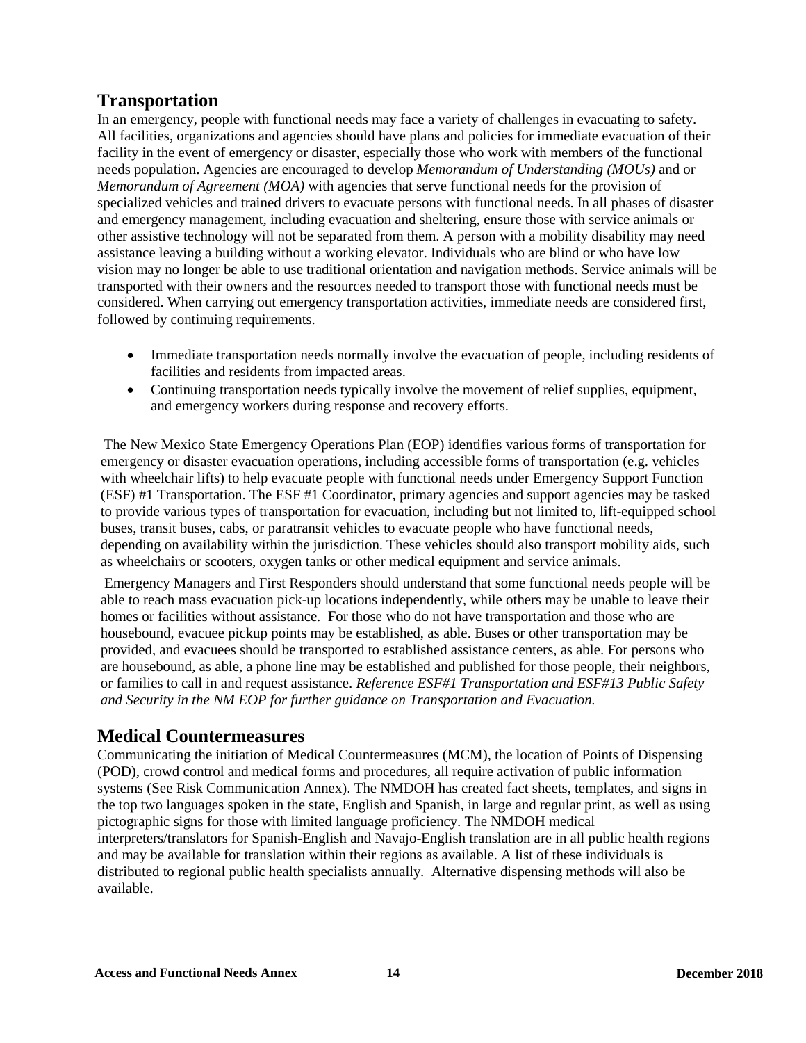## Transportation

In an emergency, people with functional needs may face a variety of challenges in evacuating to safety. All facilities, organizations and agencies should have plans and policies for immediate evacuation of their facility in the event of emergency or disaster, especially those who work with members of the functional needs population. Agencies are encouraged to develop *Memorandum of Understanding (MOUs)* and or *Memorandum of Agreement (MOA)* with agencies that serve functional needs for the provision of specialized vehicles and trained drivers to evacuate persons with functional needs. In all phases of disaster and emergency management, including evacuation and sheltering, ensure those with service animals or other assistive technology will not be separated from them. A person with a mobility disability may need assistance leaving a building without a working elevator. Individuals who are blind or who have low vision may no longer be able to use traditional orientation and navigation methods. Service animals will be transported with their owners and the resources needed to transport those with functional needs must be considered. When carrying out emergency transportation activities, immediate needs are considered first, followed by continuing requirements.

- Immediate transportation needs normally involve the evacuation of people, including residents of facilities and residents from impacted areas.
- Continuing transportation needs typically involve the movement of relief supplies, equipment, and emergency workers during response and recovery efforts.

The New Mexico State Emergency Operations Plan (EOP) identifies various forms of transportation for emergency or disaster evacuation operations, including accessible forms of transportation (e.g. vehicles with wheelchair lifts) to help evacuate people with functional needs under Emergency Support Function (ESF) #1 Transportation. The ESF #1 Coordinator, primary agencies and support agencies may be tasked to provide various types of transportation for evacuation, including but not limited to, lift-equipped school buses, transit buses, cabs, or paratransit vehicles to evacuate people who have functional needs, depending on availability within the jurisdiction. These vehicles should also transport mobility aids, such as wheelchairs or scooters, oxygen tanks or other medical equipment and service animals.

Emergency Managers and First Responders should understand that some functional needs people will be able to reach mass evacuation pick-up locations independently, while others may be unable to leave their homes or facilities without assistance. For those who do not have transportation and those who are housebound, evacuee pickup points may be established, as able. Buses or other transportation may be provided, and evacuees should be transported to established assistance centers, as able. For persons who are housebound, as able, a phone line may be established and published for those people, their neighbors, or families to call in and request assistance. *Reference ESF#1 Transportation and ESF#13 Public Safety and Security in the NM EOP for further guidance on Transportation and Evacuation.*

## Medical Countermeasures

Communicating the initiation of Medical Countermeasures (MCM), the location of Points of Dispensing (POD), crowd control and medical forms and procedures, all require activation of public information systems (See Risk Communication Annex). The NMDOH has created fact sheets, templates, and signs in the top two languages spoken in the state, English and Spanish, in large and regular print, as well as using pictographic signs for those with limited language proficiency. The NMDOH medical interpreters/translators for Spanish-English and Navajo-English translation are in all public health regions and may be available for translation within their regions as available. A list of these individuals is distributed to regional public health specialists annually. Alternative dispensing methods will also be available.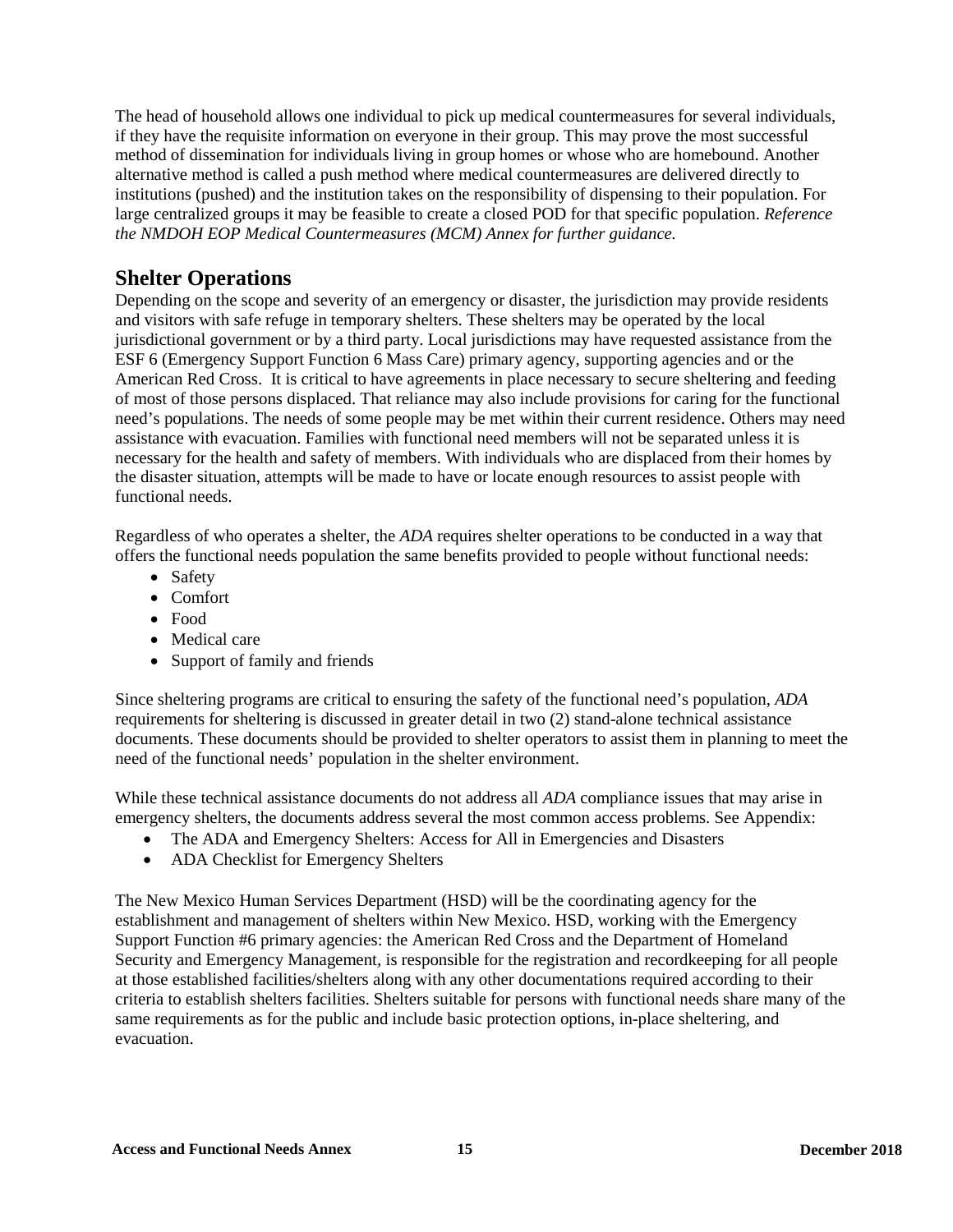The head of household allows one individual to pick up medical countermeasures for several individuals, if they have the requisite information on everyone in their group. This may prove the most successful method of dissemination for individuals living in group homes or whose who are homebound. Another alternative method is called a push method where medical countermeasures are delivered directly to institutions (pushed) and the institution takes on the responsibility of dispensing to their population. For large centralized groups it may be feasible to create a closed POD for that specific population. *Reference the NMDOH EOP Medical Countermeasures (MCM) Annex for further guidance.*

## Shelter Operations

Depending on the scope and severity of an emergency or disaster, the jurisdiction may provide residents and visitors with safe refuge in temporary shelters. These shelters may be operated by the local jurisdictional government or by a third party. Local jurisdictions may have requested assistance from the ESF 6 (Emergency Support Function 6 Mass Care) primary agency, supporting agencies and or the American Red Cross. It is critical to have agreements in place necessary to secure sheltering and feeding of most of those persons displaced. That reliance may also include provisions for caring for the functional need's populations. The needs of some people may be met within their current residence. Others may need assistance with evacuation. Families with functional need members will not be separated unless it is necessary for the health and safety of members. With individuals who are displaced from their homes by the disaster situation, attempts will be made to have or locate enough resources to assist people with functional needs.

Regardless of who operates a shelter, the *ADA* requires shelter operations to be conducted in a way that offers the functional needs population the same benefits provided to people without functional needs:

- Safety
- Comfort
- Food
- Medical care
- Support of family and friends

Since sheltering programs are critical to ensuring the safety of the functional need's population, *ADA* requirements for sheltering is discussed in greater detail in two (2) stand-alone technical assistance documents. These documents should be provided to shelter operators to assist them in planning to meet the need of the functional needs' population in the shelter environment.

While these technical assistance documents do not address all *ADA* compliance issues that may arise in emergency shelters, the documents address several the most common access problems. See Appendix:

- The ADA and Emergency Shelters: Access for All in Emergencies and Disasters
- ADA Checklist for Emergency Shelters

The New Mexico Human Services Department (HSD) will be the coordinating agency for the establishment and management of shelters within New Mexico. HSD, working with the Emergency Support Function #6 primary agencies: the American Red Cross and the Department of Homeland Security and Emergency Management, is responsible for the registration and recordkeeping for all people at those established facilities/shelters along with any other documentations required according to their criteria to establish shelters facilities. Shelters suitable for persons with functional needs share many of the same requirements as for the public and include basic protection options, in-place sheltering, and evacuation.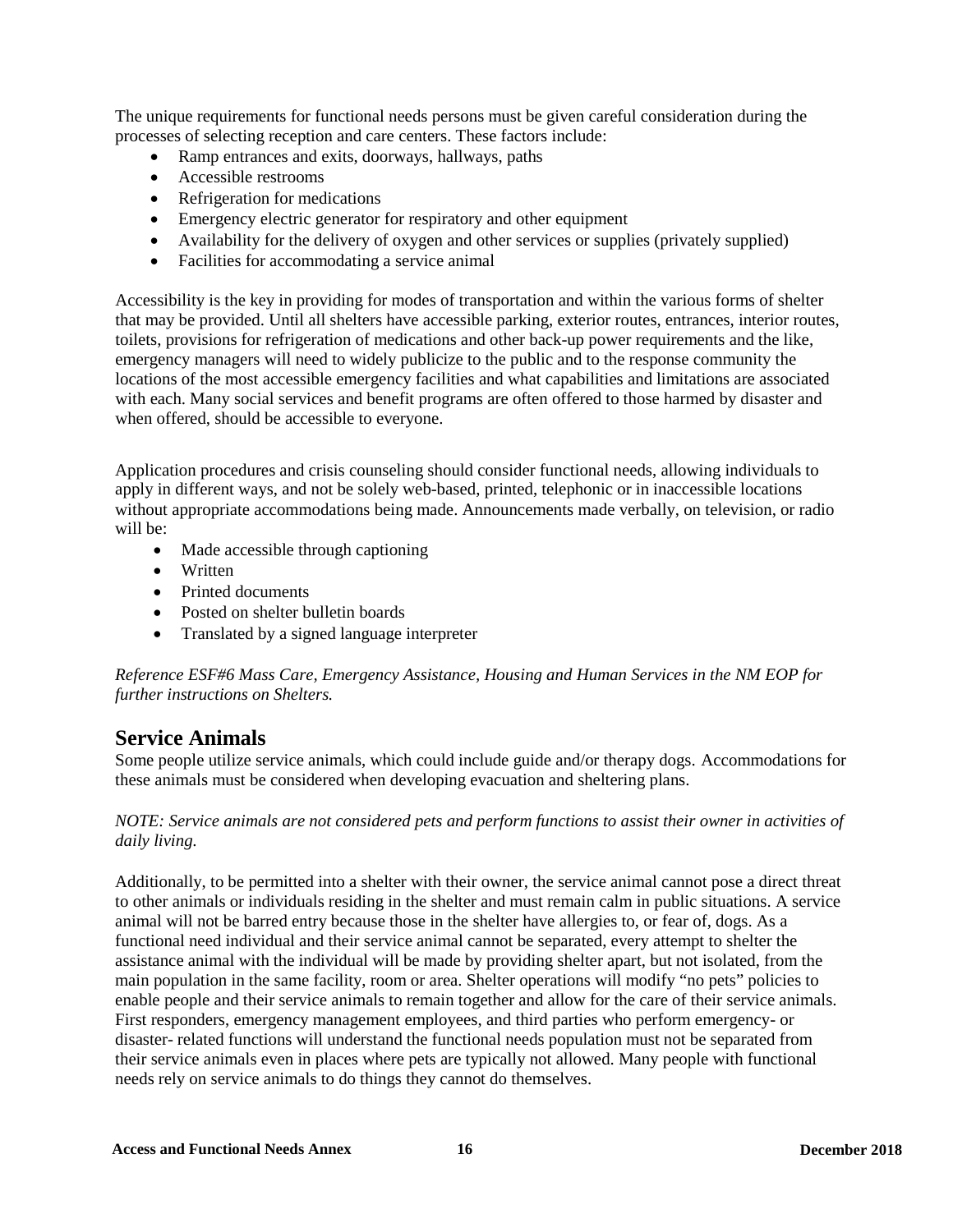The unique requirements for functional needs persons must be given careful consideration during the processes of selecting reception and care centers. These factors include:

- Ramp entrances and exits, doorways, hallways, paths
- Accessible restrooms
- Refrigeration for medications
- Emergency electric generator for respiratory and other equipment
- Availability for the delivery of oxygen and other services or supplies (privately supplied)
- Facilities for accommodating a service animal

Accessibility is the key in providing for modes of transportation and within the various forms of shelter that may be provided. Until all shelters have accessible parking, exterior routes, entrances, interior routes, toilets, provisions for refrigeration of medications and other back-up power requirements and the like, emergency managers will need to widely publicize to the public and to the response community the locations of the most accessible emergency facilities and what capabilities and limitations are associated with each. Many social services and benefit programs are often offered to those harmed by disaster and when offered, should be accessible to everyone.

Application procedures and crisis counseling should consider functional needs, allowing individuals to apply in different ways, and not be solely web-based, printed, telephonic or in inaccessible locations without appropriate accommodations being made. Announcements made verbally, on television, or radio will be:

- Made accessible through captioning
- Written
- Printed documents
- Posted on shelter bulletin boards
- Translated by a signed language interpreter

*Reference ESF#6 Mass Care, Emergency Assistance, Housing and Human Services in the NM EOP for further instructions on Shelters.*

## Service Animals

Some people utilize service animals, which could include guide and/or therapy dogs. Accommodations for these animals must be considered when developing evacuation and sheltering plans.

*NOTE: Service animals are not considered pets and perform functions to assist their owner in activities of daily living.*

Additionally, to be permitted into a shelter with their owner, the service animal cannot pose a direct threat to other animals or individuals residing in the shelter and must remain calm in public situations. A service animal will not be barred entry because those in the shelter have allergies to, or fear of, dogs. As a functional need individual and their service animal cannot be separated, every attempt to shelter the assistance animal with the individual will be made by providing shelter apart, but not isolated, from the main population in the same facility, room or area. Shelter operations will modify "no pets" policies to enable people and their service animals to remain together and allow for the care of their service animals. First responders, emergency management employees, and third parties who perform emergency- or disaster- related functions will understand the functional needs population must not be separated from their service animals even in places where pets are typically not allowed. Many people with functional needs rely on service animals to do things they cannot do themselves.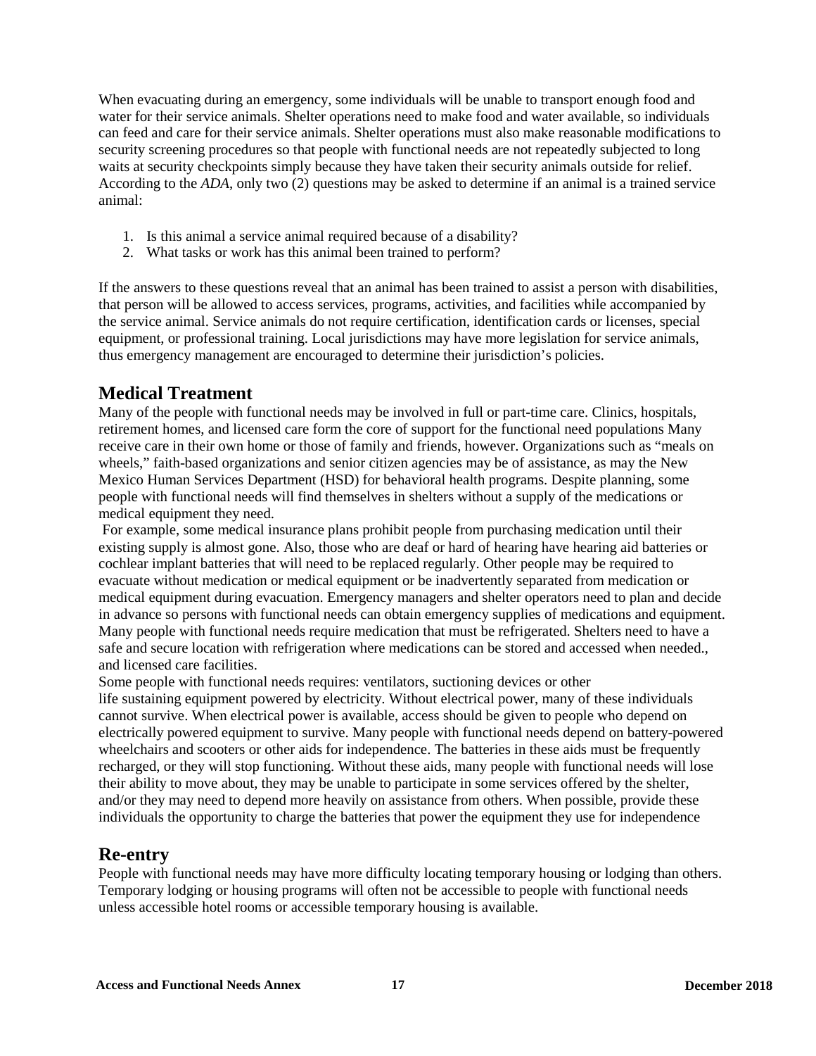When evacuating during an emergency, some individuals will be unable to transport enough food and water for their service animals. Shelter operations need to make food and water available, so individuals can feed and care for their service animals. Shelter operations must also make reasonable modifications to security screening procedures so that people with functional needs are not repeatedly subjected to long waits at security checkpoints simply because they have taken their security animals outside for relief. According to the *ADA*, only two (2) questions may be asked to determine if an animal is a trained service animal:

1. Is this animal a service animal required because of a disability?
2. What tasks or work has this animal been trained to perform?

If the answers to these questions reveal that an animal has been trained to assist a person with disabilities, that person will be allowed to access services, programs, activities, and facilities while accompanied by the service animal. Service animals do not require certification, identification cards or licenses, special equipment, or professional training. Local jurisdictions may have more legislation for service animals, thus emergency management are encouraged to determine their jurisdiction's policies.

## Medical Treatment

Many of the people with functional needs may be involved in full or part-time care. Clinics, hospitals, retirement homes, and licensed care form the core of support for the functional need populations Many receive care in their own home or those of family and friends, however. Organizations such as "meals on wheels," faith-based organizations and senior citizen agencies may be of assistance, as may the New Mexico Human Services Department (HSD) for behavioral health programs. Despite planning, some people with functional needs will find themselves in shelters without a supply of the medications or medical equipment they need.

For example, some medical insurance plans prohibit people from purchasing medication until their existing supply is almost gone. Also, those who are deaf or hard of hearing have hearing aid batteries or cochlear implant batteries that will need to be replaced regularly. Other people may be required to evacuate without medication or medical equipment or be inadvertently separated from medication or medical equipment during evacuation. Emergency managers and shelter operators need to plan and decide in advance so persons with functional needs can obtain emergency supplies of medications and equipment. Many people with functional needs require medication that must be refrigerated. Shelters need to have a safe and secure location with refrigeration where medications can be stored and accessed when needed., and licensed care facilities.

Some people with functional needs requires: ventilators, suctioning devices or other life sustaining equipment powered by electricity. Without electrical power, many of these individuals cannot survive. When electrical power is available, access should be given to people who depend on electrically powered equipment to survive. Many people with functional needs depend on battery-powered wheelchairs and scooters or other aids for independence. The batteries in these aids must be frequently recharged, or they will stop functioning. Without these aids, many people with functional needs will lose their ability to move about, they may be unable to participate in some services offered by the shelter, and/or they may need to depend more heavily on assistance from others. When possible, provide these individuals the opportunity to charge the batteries that power the equipment they use for independence

## Re-entry

People with functional needs may have more difficulty locating temporary housing or lodging than others. Temporary lodging or housing programs will often not be accessible to people with functional needs unless accessible hotel rooms or accessible temporary housing is available.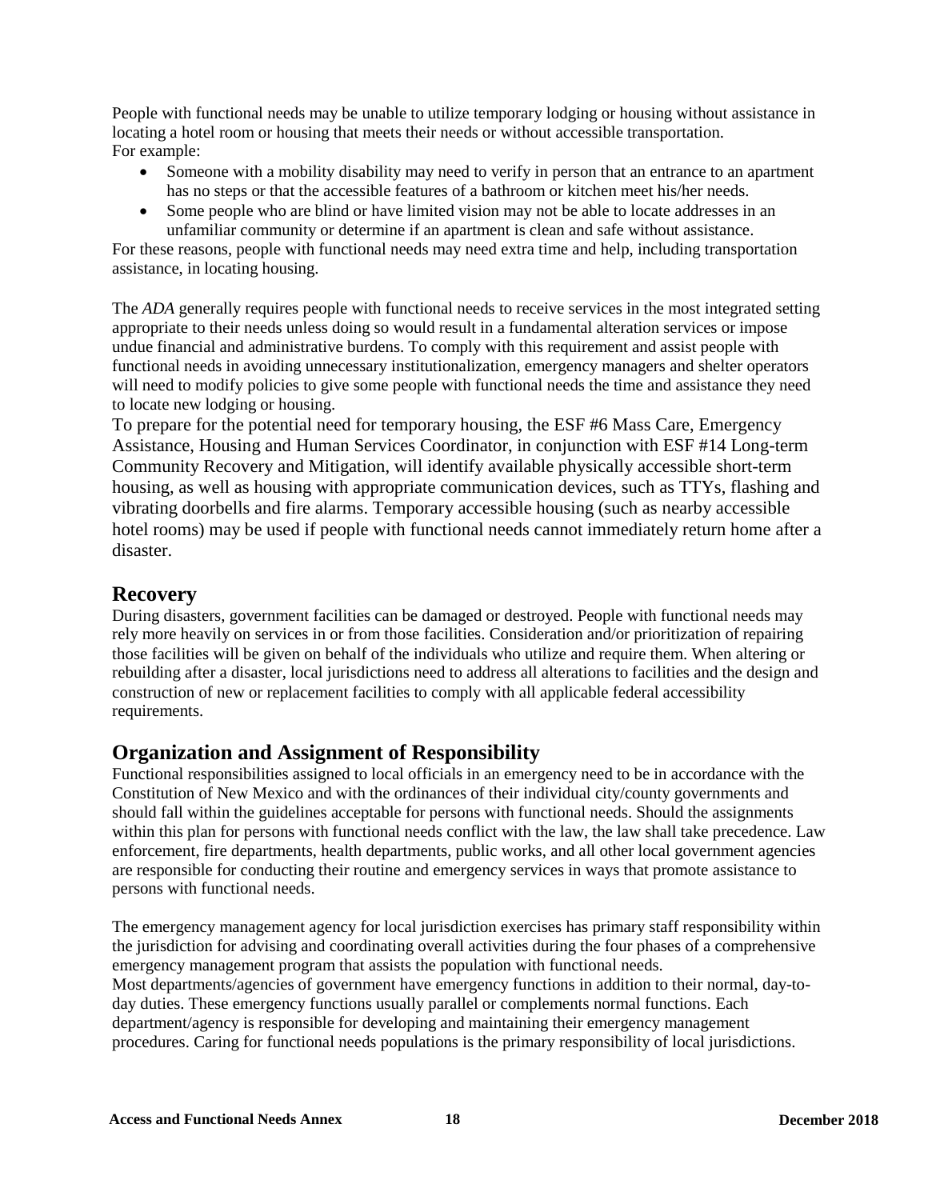People with functional needs may be unable to utilize temporary lodging or housing without assistance in locating a hotel room or housing that meets their needs or without accessible transportation.
For example:

- Someone with a mobility disability may need to verify in person that an entrance to an apartment has no steps or that the accessible features of a bathroom or kitchen meet his/her needs.
- Some people who are blind or have limited vision may not be able to locate addresses in an unfamiliar community or determine if an apartment is clean and safe without assistance.

For these reasons, people with functional needs may need extra time and help, including transportation assistance, in locating housing.

The *ADA* generally requires people with functional needs to receive services in the most integrated setting appropriate to their needs unless doing so would result in a fundamental alteration services or impose undue financial and administrative burdens. To comply with this requirement and assist people with functional needs in avoiding unnecessary institutionalization, emergency managers and shelter operators will need to modify policies to give some people with functional needs the time and assistance they need to locate new lodging or housing.
To prepare for the potential need for temporary housing, the ESF #6 Mass Care, Emergency Assistance, Housing and Human Services Coordinator, in conjunction with ESF #14 Long-term Community Recovery and Mitigation, will identify available physically accessible short-term housing, as well as housing with appropriate communication devices, such as TTYs, flashing and vibrating doorbells and fire alarms. Temporary accessible housing (such as nearby accessible hotel rooms) may be used if people with functional needs cannot immediately return home after a disaster.

## Recovery

During disasters, government facilities can be damaged or destroyed. People with functional needs may rely more heavily on services in or from those facilities. Consideration and/or prioritization of repairing those facilities will be given on behalf of the individuals who utilize and require them. When altering or rebuilding after a disaster, local jurisdictions need to address all alterations to facilities and the design and construction of new or replacement facilities to comply with all applicable federal accessibility requirements.

## Organization and Assignment of Responsibility

Functional responsibilities assigned to local officials in an emergency need to be in accordance with the Constitution of New Mexico and with the ordinances of their individual city/county governments and should fall within the guidelines acceptable for persons with functional needs. Should the assignments within this plan for persons with functional needs conflict with the law, the law shall take precedence. Law enforcement, fire departments, health departments, public works, and all other local government agencies are responsible for conducting their routine and emergency services in ways that promote assistance to persons with functional needs.

The emergency management agency for local jurisdiction exercises has primary staff responsibility within the jurisdiction for advising and coordinating overall activities during the four phases of a comprehensive emergency management program that assists the population with functional needs.
Most departments/agencies of government have emergency functions in addition to their normal, day-to-day duties. These emergency functions usually parallel or complements normal functions. Each department/agency is responsible for developing and maintaining their emergency management procedures. Caring for functional needs populations is the primary responsibility of local jurisdictions.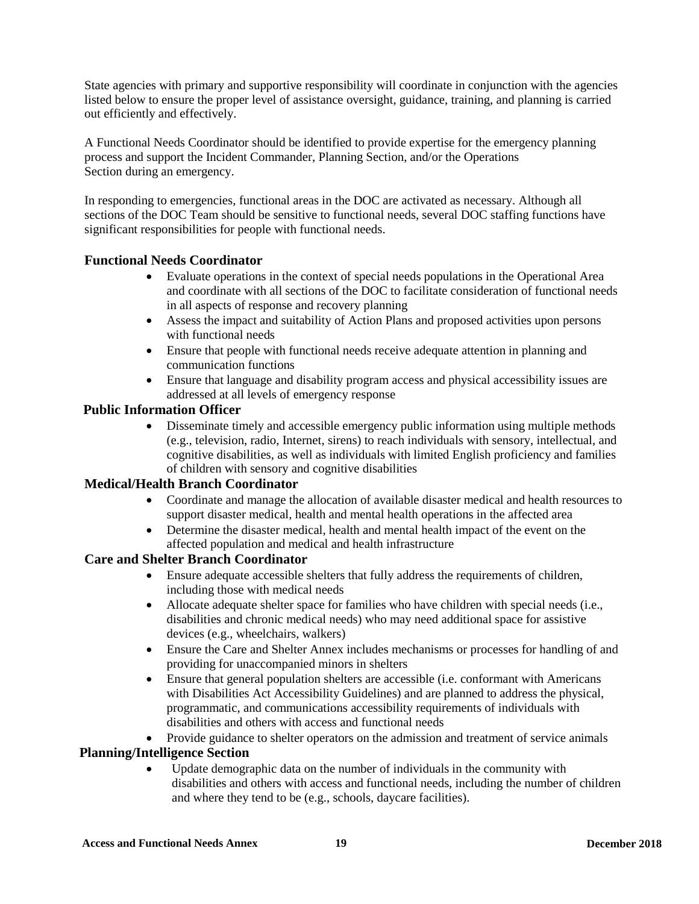State agencies with primary and supportive responsibility will coordinate in conjunction with the agencies listed below to ensure the proper level of assistance oversight, guidance, training, and planning is carried out efficiently and effectively.

A Functional Needs Coordinator should be identified to provide expertise for the emergency planning process and support the Incident Commander, Planning Section, and/or the Operations Section during an emergency.

In responding to emergencies, functional areas in the DOC are activated as necessary. Although all sections of the DOC Team should be sensitive to functional needs, several DOC staffing functions have significant responsibilities for people with functional needs.

**Functional Needs Coordinator**

- Evaluate operations in the context of special needs populations in the Operational Area and coordinate with all sections of the DOC to facilitate consideration of functional needs in all aspects of response and recovery planning
- Assess the impact and suitability of Action Plans and proposed activities upon persons with functional needs
- Ensure that people with functional needs receive adequate attention in planning and communication functions
- Ensure that language and disability program access and physical accessibility issues are addressed at all levels of emergency response

**Public Information Officer**

- Disseminate timely and accessible emergency public information using multiple methods (e.g., television, radio, Internet, sirens) to reach individuals with sensory, intellectual, and cognitive disabilities, as well as individuals with limited English proficiency and families of children with sensory and cognitive disabilities

**Medical/Health Branch Coordinator**

- Coordinate and manage the allocation of available disaster medical and health resources to support disaster medical, health and mental health operations in the affected area
- Determine the disaster medical, health and mental health impact of the event on the affected population and medical and health infrastructure

**Care and Shelter Branch Coordinator**

- Ensure adequate accessible shelters that fully address the requirements of children, including those with medical needs
- Allocate adequate shelter space for families who have children with special needs (i.e., disabilities and chronic medical needs) who may need additional space for assistive devices (e.g., wheelchairs, walkers)
- Ensure the Care and Shelter Annex includes mechanisms or processes for handling of and providing for unaccompanied minors in shelters
- Ensure that general population shelters are accessible (i.e. conformant with Americans with Disabilities Act Accessibility Guidelines) and are planned to address the physical, programmatic, and communications accessibility requirements of individuals with disabilities and others with access and functional needs
- Provide guidance to shelter operators on the admission and treatment of service animals

**Planning/Intelligence Section**

- Update demographic data on the number of individuals in the community with disabilities and others with access and functional needs, including the number of children and where they tend to be (e.g., schools, daycare facilities).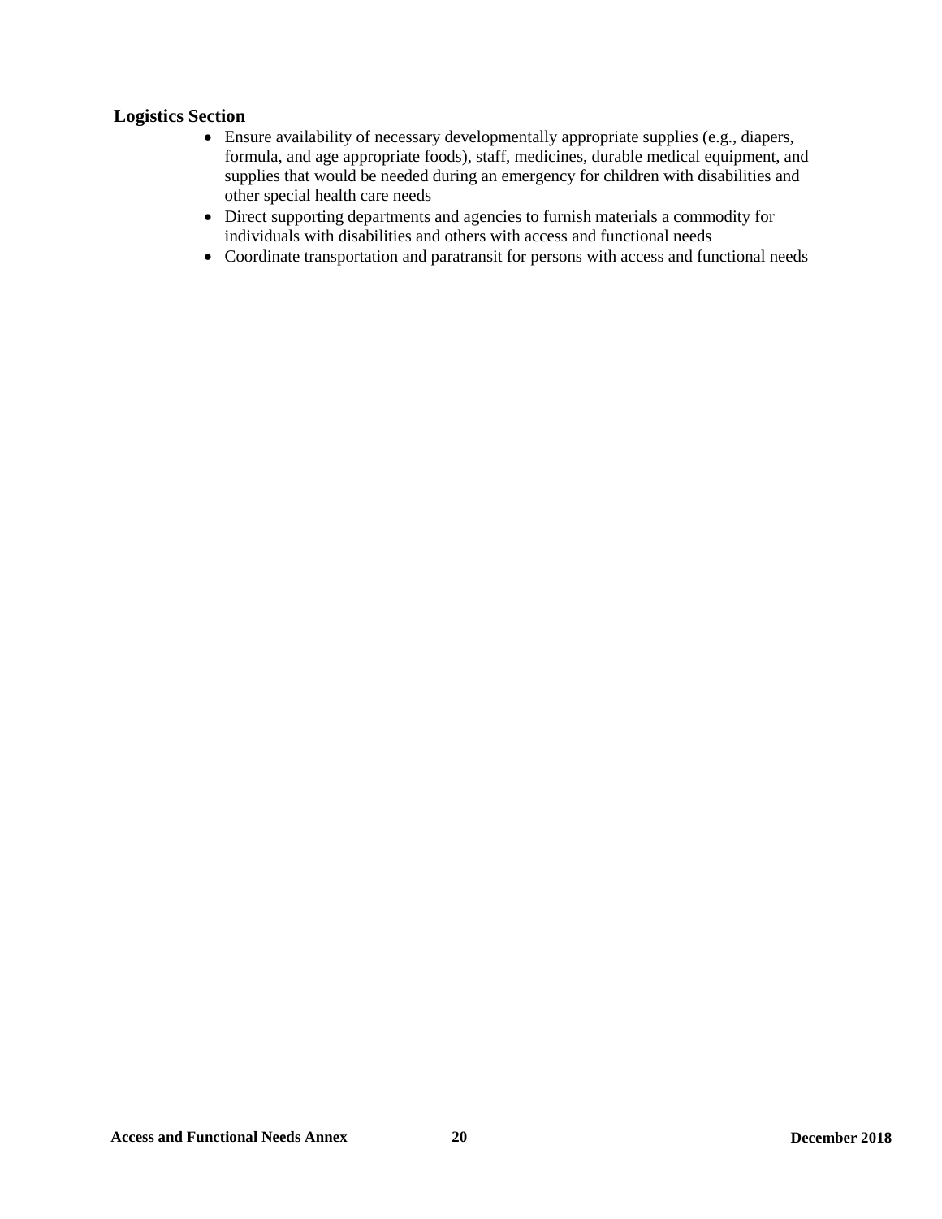**Logistics Section**

- Ensure availability of necessary developmentally appropriate supplies (e.g., diapers, formula, and age appropriate foods), staff, medicines, durable medical equipment, and supplies that would be needed during an emergency for children with disabilities and other special health care needs
- Direct supporting departments and agencies to furnish materials a commodity for individuals with disabilities and others with access and functional needs
- Coordinate transportation and paratransit for persons with access and functional needs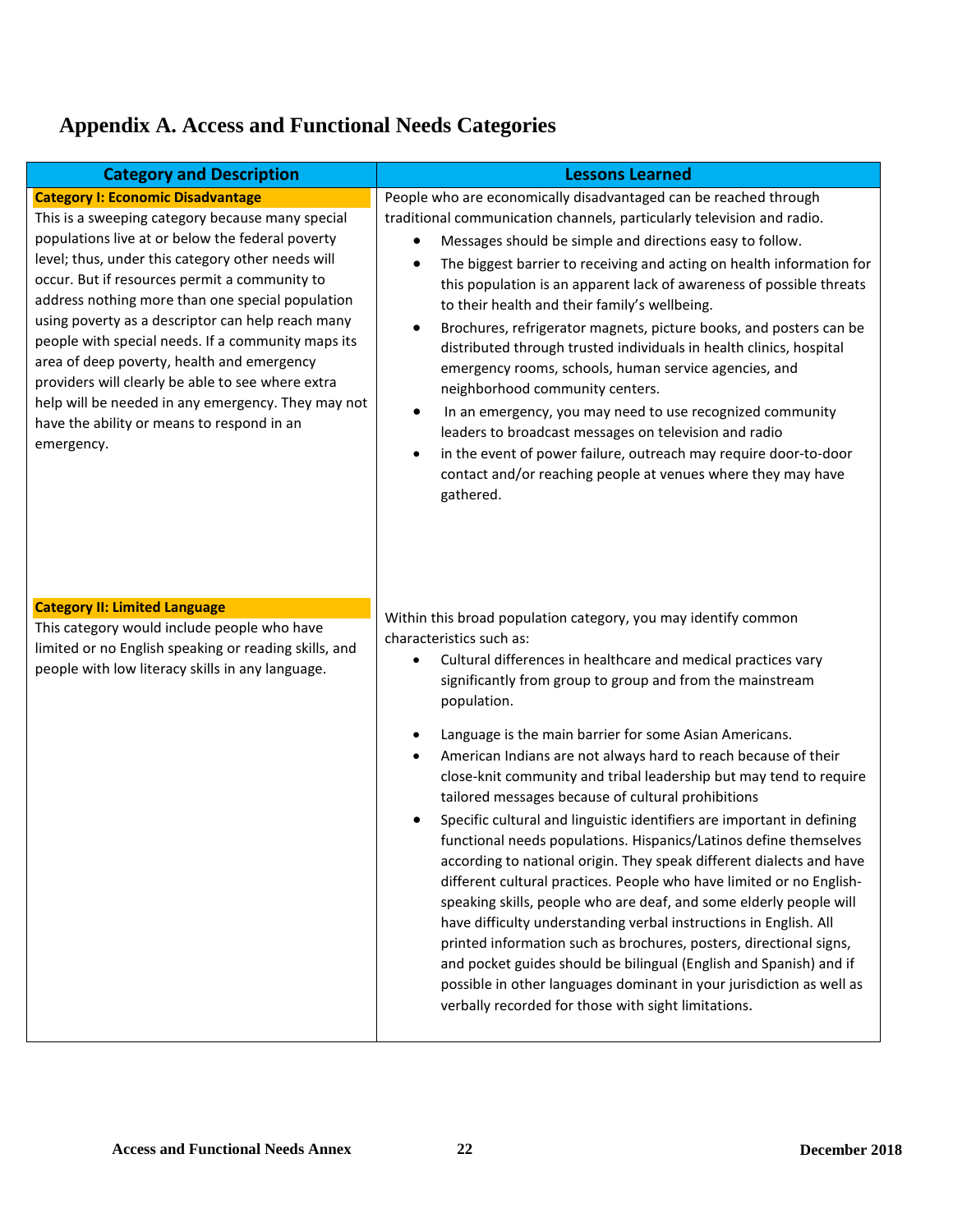# Appendix A. Access and Functional Needs Categories

| Category and Description | Lessons Learned |
|---|---|
| **Category I: Economic Disadvantage**<br>This is a sweeping category because many special populations live at or below the federal poverty level; thus, under this category other needs will occur. But if resources permit a community to address nothing more than one special population using poverty as a descriptor can help reach many people with special needs. If a community maps its area of deep poverty, health and emergency providers will clearly be able to see where extra help will be needed in any emergency. They may not have the ability or means to respond in an emergency. | People who are economically disadvantaged can be reached through traditional communication channels, particularly television and radio.<br>• Messages should be simple and directions easy to follow.<br>• The biggest barrier to receiving and acting on health information for this population is an apparent lack of awareness of possible threats to their health and their family's wellbeing.<br>• Brochures, refrigerator magnets, picture books, and posters can be distributed through trusted individuals in health clinics, hospital emergency rooms, schools, human service agencies, and neighborhood community centers.<br>• In an emergency, you may need to use recognized community leaders to broadcast messages on television and radio<br>• in the event of power failure, outreach may require door-to-door contact and/or reaching people at venues where they may have gathered. |
| **Category II: Limited Language**<br>This category would include people who have limited or no English speaking or reading skills, and people with low literacy skills in any language. | Within this broad population category, you may identify common characteristics such as:<br>• Cultural differences in healthcare and medical practices vary significantly from group to group and from the mainstream population.<br>• Language is the main barrier for some Asian Americans.<br>• American Indians are not always hard to reach because of their close-knit community and tribal leadership but may tend to require tailored messages because of cultural prohibitions<br>• Specific cultural and linguistic identifiers are important in defining functional needs populations. Hispanics/Latinos define themselves according to national origin. They speak different dialects and have different cultural practices. People who have limited or no English-speaking skills, people who are deaf, and some elderly people will have difficulty understanding verbal instructions in English. All printed information such as brochures, posters, directional signs, and pocket guides should be bilingual (English and Spanish) and if possible in other languages dominant in your jurisdiction as well as verbally recorded for those with sight limitations. |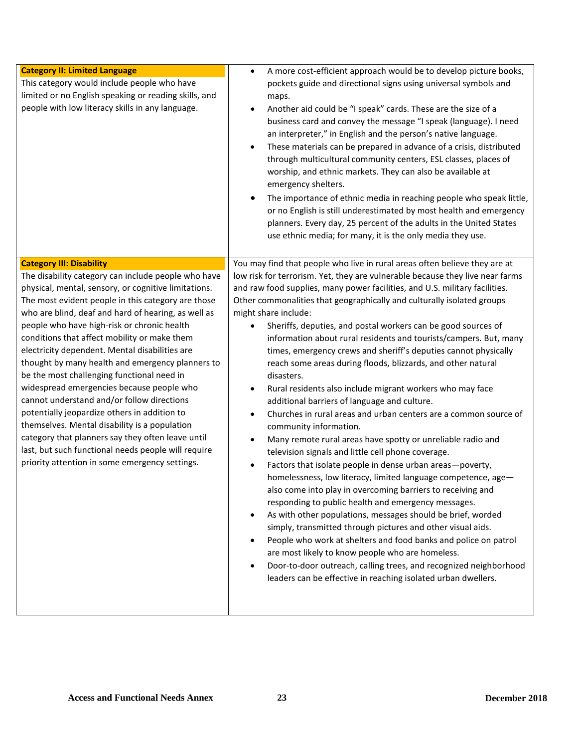| | |
|---|---|
| **Category II: Limited Language**<br>This category would include people who have limited or no English speaking or reading skills, and people with low literacy skills in any language. | • A more cost-efficient approach would be to develop picture books, pockets guide and directional signs using universal symbols and maps.<br>• Another aid could be "I speak" cards. These are the size of a business card and convey the message "I speak (language). I need an interpreter," in English and the person's native language.<br>• These materials can be prepared in advance of a crisis, distributed through multicultural community centers, ESL classes, places of worship, and ethnic markets. They can also be available at emergency shelters.<br>• The importance of ethnic media in reaching people who speak little, or no English is still underestimated by most health and emergency planners. Every day, 25 percent of the adults in the United States use ethnic media; for many, it is the only media they use. |
| **Category III: Disability**<br>The disability category can include people who have physical, mental, sensory, or cognitive limitations. The most evident people in this category are those who are blind, deaf and hard of hearing, as well as people who have high-risk or chronic health conditions that affect mobility or make them electricity dependent. Mental disabilities are thought by many health and emergency planners to be the most challenging functional need in widespread emergencies because people who cannot understand and/or follow directions potentially jeopardize others in addition to themselves. Mental disability is a population category that planners say they often leave until last, but such functional needs people will require priority attention in some emergency settings. | You may find that people who live in rural areas often believe they are at low risk for terrorism. Yet, they are vulnerable because they live near farms and raw food supplies, many power facilities, and U.S. military facilities. Other commonalities that geographically and culturally isolated groups might share include:<br>• Sheriffs, deputies, and postal workers can be good sources of information about rural residents and tourists/campers. But, many times, emergency crews and sheriff's deputies cannot physically reach some areas during floods, blizzards, and other natural disasters.<br>• Rural residents also include migrant workers who may face additional barriers of language and culture.<br>• Churches in rural areas and urban centers are a common source of community information.<br>• Many remote rural areas have spotty or unreliable radio and television signals and little cell phone coverage.<br>• Factors that isolate people in dense urban areas—poverty, homelessness, low literacy, limited language competence, age—also come into play in overcoming barriers to receiving and responding to public health and emergency messages.<br>• As with other populations, messages should be brief, worded simply, transmitted through pictures and other visual aids.<br>• People who work at shelters and food banks and police on patrol are most likely to know people who are homeless.<br>• Door-to-door outreach, calling trees, and recognized neighborhood leaders can be effective in reaching isolated urban dwellers. |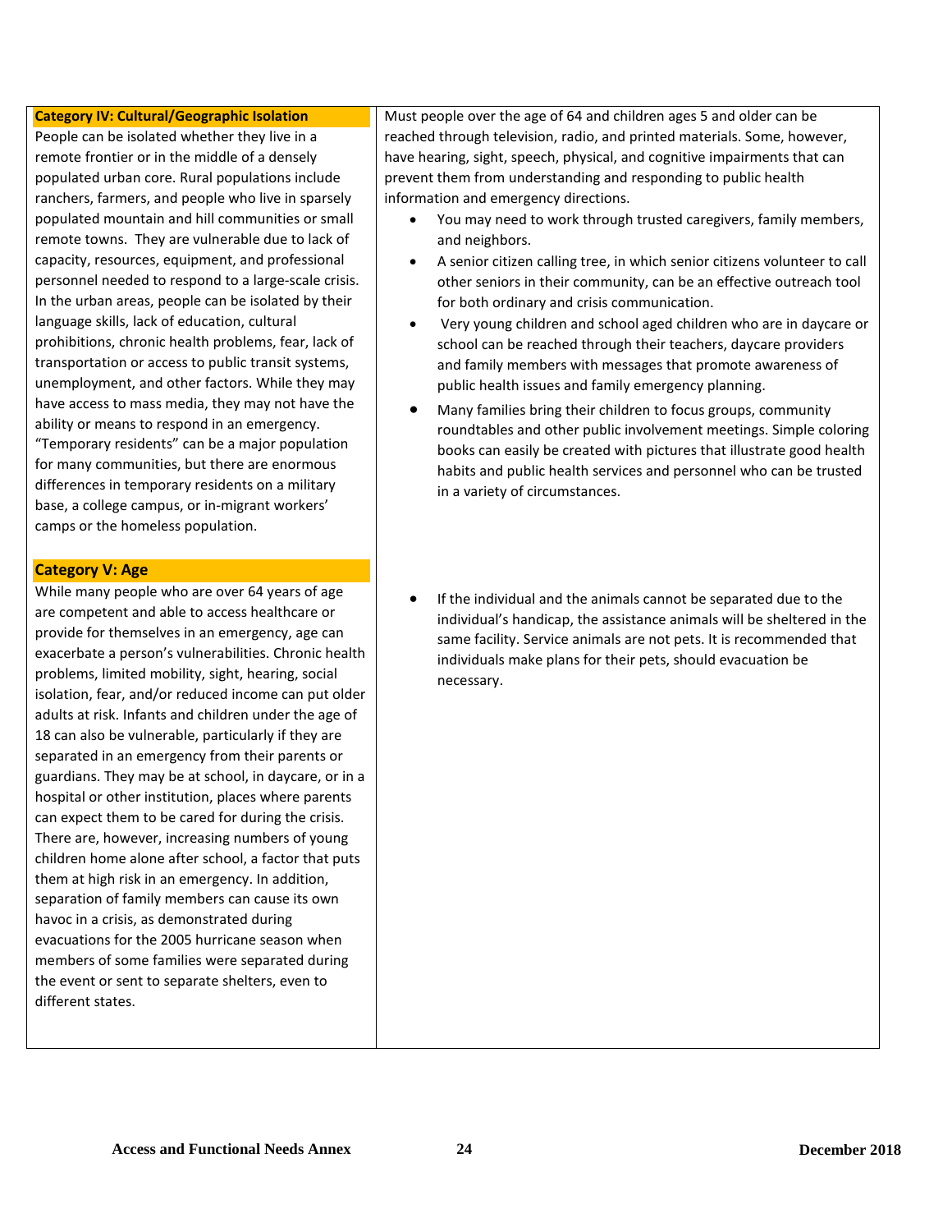### Category IV: Cultural/Geographic Isolation

People can be isolated whether they live in a remote frontier or in the middle of a densely populated urban core. Rural populations include ranchers, farmers, and people who live in sparsely populated mountain and hill communities or small remote towns. They are vulnerable due to lack of capacity, resources, equipment, and professional personnel needed to respond to a large-scale crisis. In the urban areas, people can be isolated by their language skills, lack of education, cultural prohibitions, chronic health problems, fear, lack of transportation or access to public transit systems, unemployment, and other factors. While they may have access to mass media, they may not have the ability or means to respond in an emergency. "Temporary residents" can be a major population for many communities, but there are enormous differences in temporary residents on a military base, a college campus, or in-migrant workers' camps or the homeless population.

### Category V: Age

While many people who are over 64 years of age are competent and able to access healthcare or provide for themselves in an emergency, age can exacerbate a person's vulnerabilities. Chronic health problems, limited mobility, sight, hearing, social isolation, fear, and/or reduced income can put older adults at risk. Infants and children under the age of 18 can also be vulnerable, particularly if they are separated in an emergency from their parents or guardians. They may be at school, in daycare, or in a hospital or other institution, places where parents can expect them to be cared for during the crisis. There are, however, increasing numbers of young children home alone after school, a factor that puts them at high risk in an emergency. In addition, separation of family members can cause its own havoc in a crisis, as demonstrated during evacuations for the 2005 hurricane season when members of some families were separated during the event or sent to separate shelters, even to different states.

Must people over the age of 64 and children ages 5 and older can be reached through television, radio, and printed materials. Some, however, have hearing, sight, speech, physical, and cognitive impairments that can prevent them from understanding and responding to public health information and emergency directions.

- You may need to work through trusted caregivers, family members, and neighbors.
- A senior citizen calling tree, in which senior citizens volunteer to call other seniors in their community, can be an effective outreach tool for both ordinary and crisis communication.
- Very young children and school aged children who are in daycare or school can be reached through their teachers, daycare providers and family members with messages that promote awareness of public health issues and family emergency planning.
- Many families bring their children to focus groups, community roundtables and other public involvement meetings. Simple coloring books can easily be created with pictures that illustrate good health habits and public health services and personnel who can be trusted in a variety of circumstances.

- If the individual and the animals cannot be separated due to the individual's handicap, the assistance animals will be sheltered in the same facility. Service animals are not pets. It is recommended that individuals make plans for their pets, should evacuation be necessary.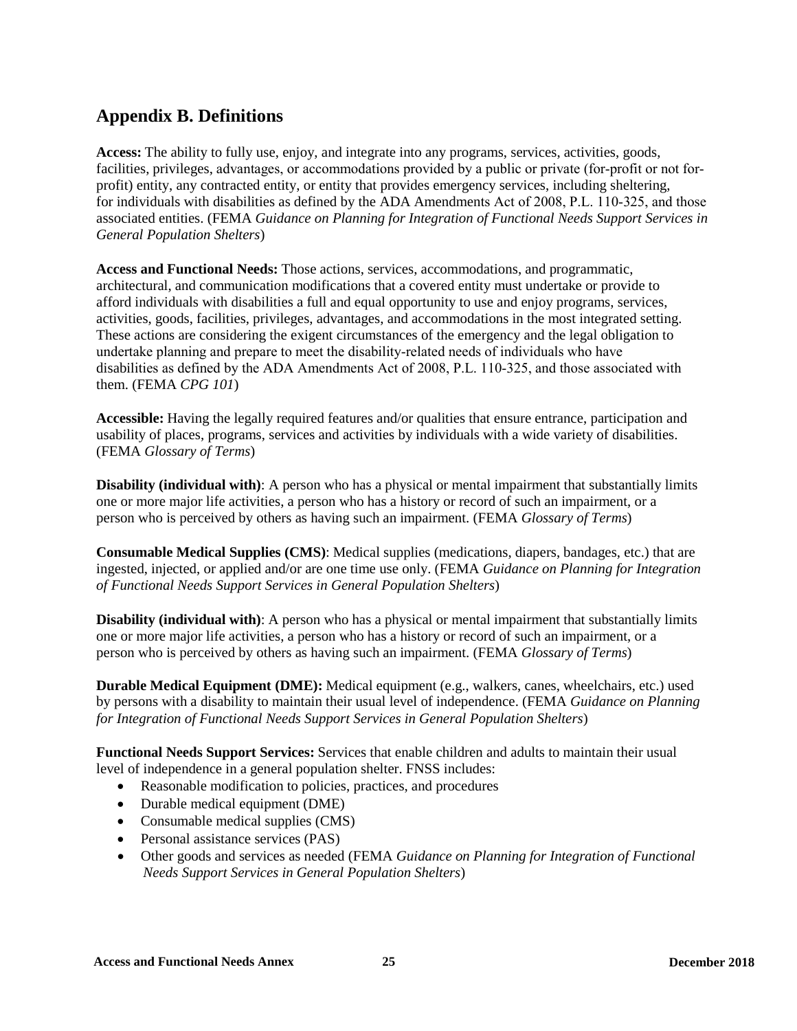## Appendix B. Definitions

**Access:** The ability to fully use, enjoy, and integrate into any programs, services, activities, goods, facilities, privileges, advantages, or accommodations provided by a public or private (for-profit or not for-profit) entity, any contracted entity, or entity that provides emergency services, including sheltering, for individuals with disabilities as defined by the ADA Amendments Act of 2008, P.L. 110-325, and those associated entities. (FEMA *Guidance on Planning for Integration of Functional Needs Support Services in General Population Shelters*)

**Access and Functional Needs:** Those actions, services, accommodations, and programmatic, architectural, and communication modifications that a covered entity must undertake or provide to afford individuals with disabilities a full and equal opportunity to use and enjoy programs, services, activities, goods, facilities, privileges, advantages, and accommodations in the most integrated setting. These actions are considering the exigent circumstances of the emergency and the legal obligation to undertake planning and prepare to meet the disability-related needs of individuals who have disabilities as defined by the ADA Amendments Act of 2008, P.L. 110-325, and those associated with them. (FEMA *CPG 101*)

**Accessible:** Having the legally required features and/or qualities that ensure entrance, participation and usability of places, programs, services and activities by individuals with a wide variety of disabilities. (FEMA *Glossary of Terms*)

**Disability (individual with)**: A person who has a physical or mental impairment that substantially limits one or more major life activities, a person who has a history or record of such an impairment, or a person who is perceived by others as having such an impairment. (FEMA *Glossary of Terms*)

**Consumable Medical Supplies (CMS)**: Medical supplies (medications, diapers, bandages, etc.) that are ingested, injected, or applied and/or are one time use only. (FEMA *Guidance on Planning for Integration of Functional Needs Support Services in General Population Shelters*)

**Disability (individual with)**: A person who has a physical or mental impairment that substantially limits one or more major life activities, a person who has a history or record of such an impairment, or a person who is perceived by others as having such an impairment. (FEMA *Glossary of Terms*)

**Durable Medical Equipment (DME):** Medical equipment (e.g., walkers, canes, wheelchairs, etc.) used by persons with a disability to maintain their usual level of independence. (FEMA *Guidance on Planning for Integration of Functional Needs Support Services in General Population Shelters*)

**Functional Needs Support Services:** Services that enable children and adults to maintain their usual level of independence in a general population shelter. FNSS includes:

- Reasonable modification to policies, practices, and procedures
- Durable medical equipment (DME)
- Consumable medical supplies (CMS)
- Personal assistance services (PAS)
- Other goods and services as needed (FEMA *Guidance on Planning for Integration of Functional Needs Support Services in General Population Shelters*)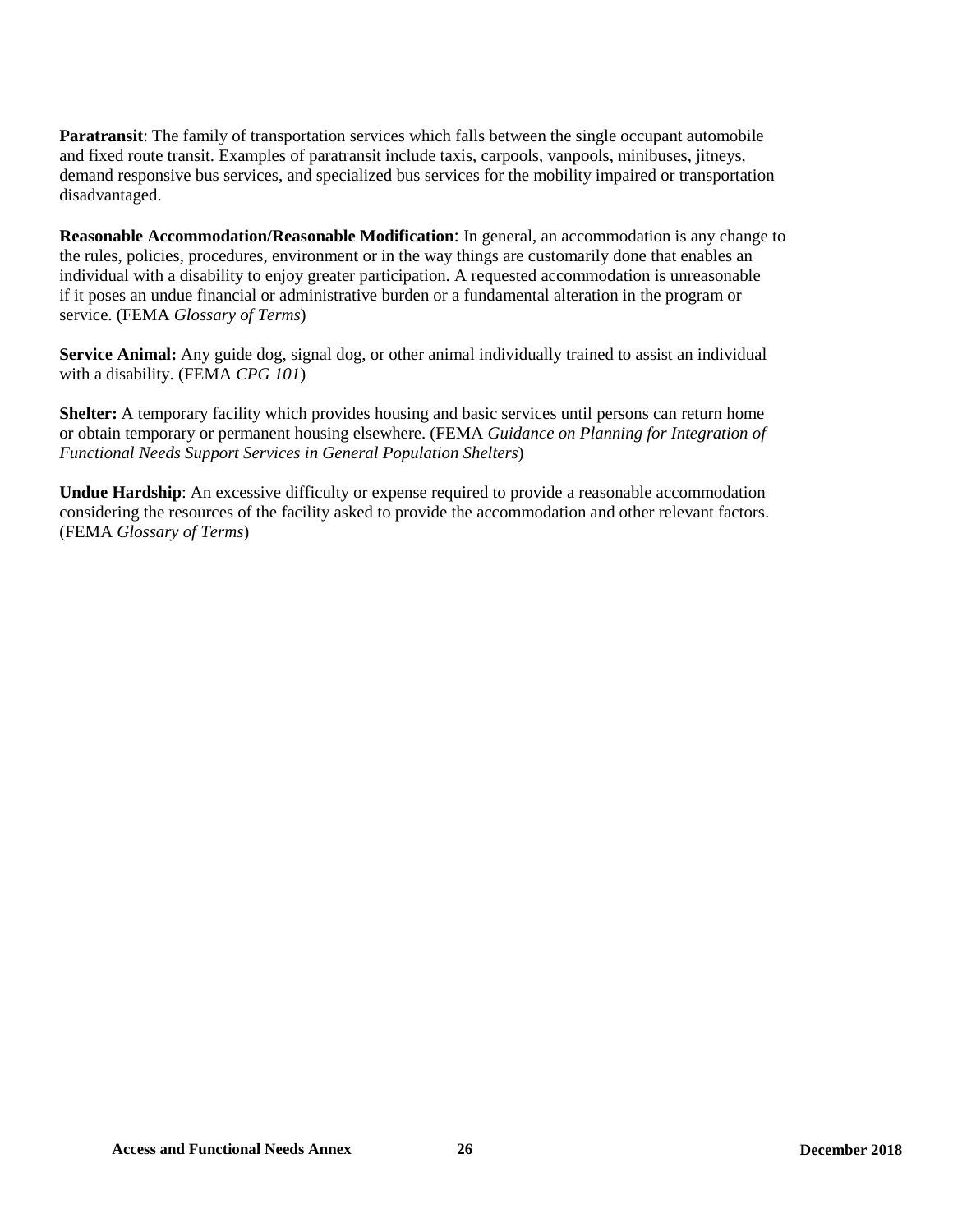**Paratransit**: The family of transportation services which falls between the single occupant automobile and fixed route transit. Examples of paratransit include taxis, carpools, vanpools, minibuses, jitneys, demand responsive bus services, and specialized bus services for the mobility impaired or transportation disadvantaged.

**Reasonable Accommodation/Reasonable Modification**: In general, an accommodation is any change to the rules, policies, procedures, environment or in the way things are customarily done that enables an individual with a disability to enjoy greater participation. A requested accommodation is unreasonable if it poses an undue financial or administrative burden or a fundamental alteration in the program or service. (FEMA *Glossary of Terms*)

**Service Animal:** Any guide dog, signal dog, or other animal individually trained to assist an individual with a disability. (FEMA *CPG 101*)

**Shelter:** A temporary facility which provides housing and basic services until persons can return home or obtain temporary or permanent housing elsewhere. (FEMA *Guidance on Planning for Integration of Functional Needs Support Services in General Population Shelters*)

**Undue Hardship**: An excessive difficulty or expense required to provide a reasonable accommodation considering the resources of the facility asked to provide the accommodation and other relevant factors. (FEMA *Glossary of Terms*)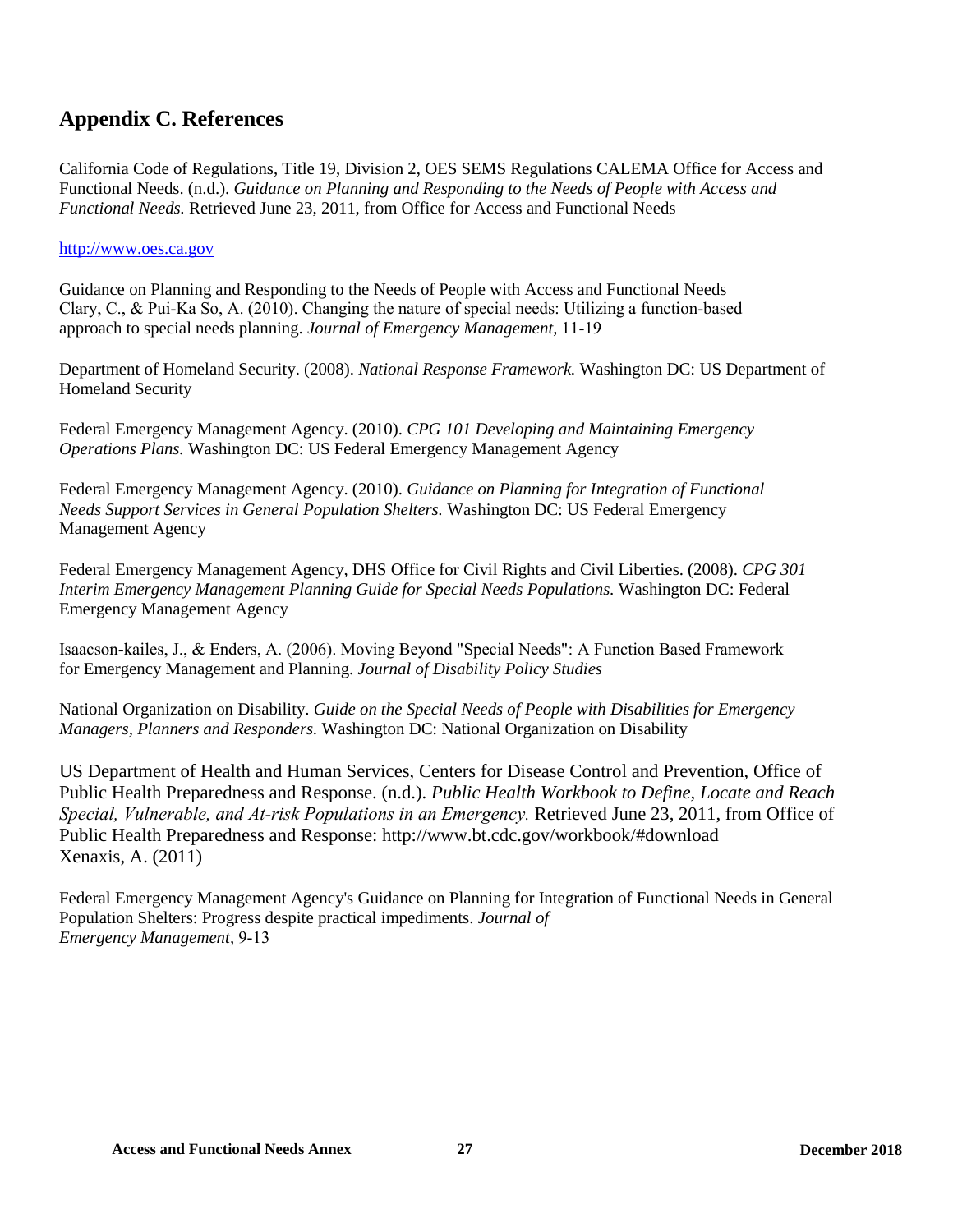## Appendix C. References

California Code of Regulations, Title 19, Division 2, OES SEMS Regulations CALEMA Office for Access and Functional Needs. (n.d.). *Guidance on Planning and Responding to the Needs of People with Access and Functional Needs.* Retrieved June 23, 2011, from Office for Access and Functional Needs

http://www.oes.ca.gov

Guidance on Planning and Responding to the Needs of People with Access and Functional Needs Clary, C., & Pui-Ka So, A. (2010). Changing the nature of special needs: Utilizing a function-based approach to special needs planning. *Journal of Emergency Management,* 11-19

Department of Homeland Security. (2008). *National Response Framework.* Washington DC: US Department of Homeland Security

Federal Emergency Management Agency. (2010). *CPG 101 Developing and Maintaining Emergency Operations Plans.* Washington DC: US Federal Emergency Management Agency

Federal Emergency Management Agency. (2010). *Guidance on Planning for Integration of Functional Needs Support Services in General Population Shelters.* Washington DC: US Federal Emergency Management Agency

Federal Emergency Management Agency, DHS Office for Civil Rights and Civil Liberties. (2008). *CPG 301 Interim Emergency Management Planning Guide for Special Needs Populations.* Washington DC: Federal Emergency Management Agency

Isaacson-kailes, J., & Enders, A. (2006). Moving Beyond "Special Needs": A Function Based Framework for Emergency Management and Planning. *Journal of Disability Policy Studies*

National Organization on Disability. *Guide on the Special Needs of People with Disabilities for Emergency Managers, Planners and Responders.* Washington DC: National Organization on Disability

US Department of Health and Human Services, Centers for Disease Control and Prevention, Office of Public Health Preparedness and Response. (n.d.). *Public Health Workbook to Define, Locate and Reach Special, Vulnerable, and At-risk Populations in an Emergency.* Retrieved June 23, 2011, from Office of Public Health Preparedness and Response: http://www.bt.cdc.gov/workbook/#download Xenaxis, A. (2011)

Federal Emergency Management Agency's Guidance on Planning for Integration of Functional Needs in General Population Shelters: Progress despite practical impediments. *Journal of Emergency Management*, 9-13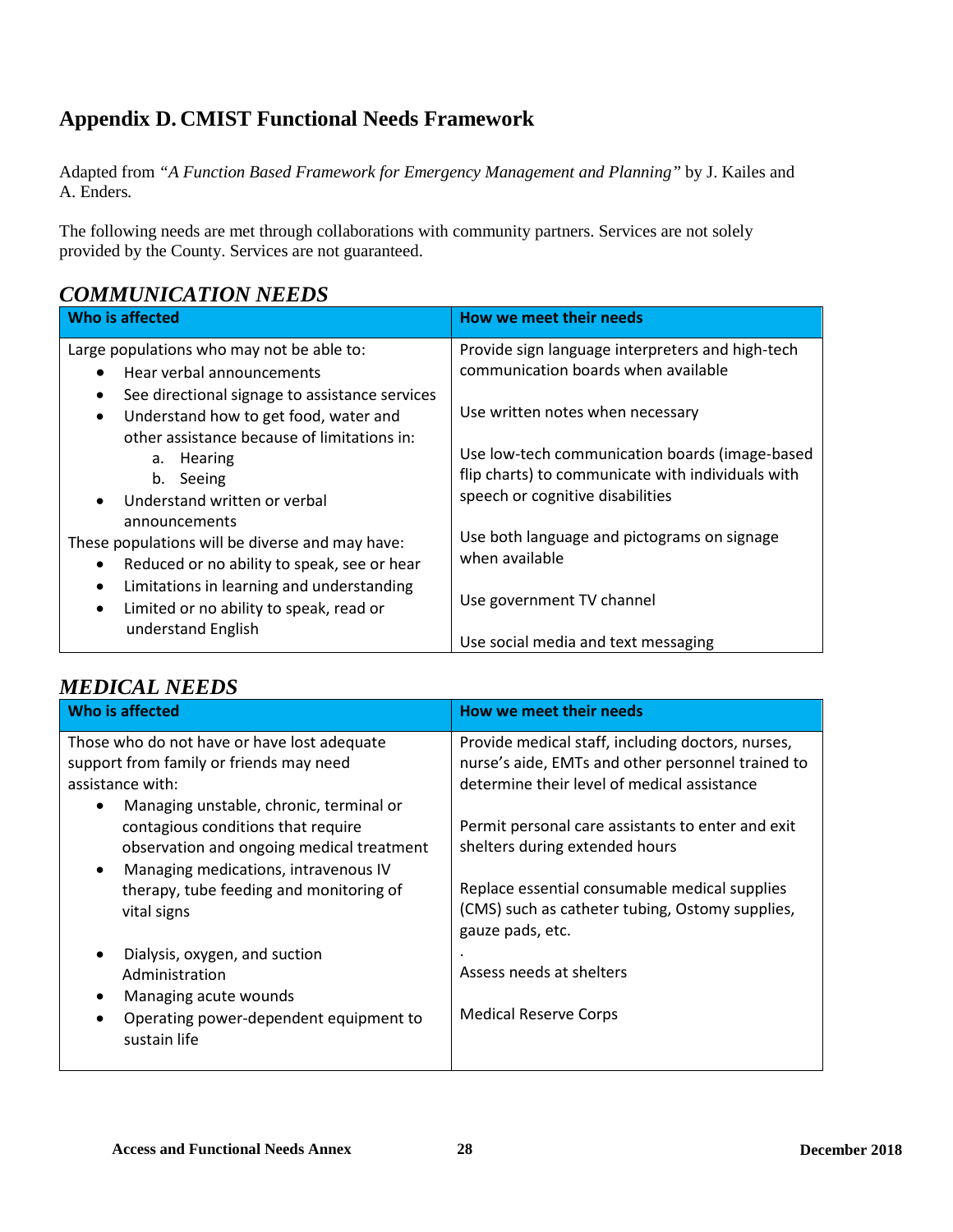## Appendix D. CMIST Functional Needs Framework

Adapted from *"A Function Based Framework for Emergency Management and Planning"* by J. Kailes and A. Enders.

The following needs are met through collaborations with community partners. Services are not solely provided by the County. Services are not guaranteed.

### *COMMUNICATION NEEDS*

| Who is affected | How we meet their needs |
|---|---|
| Large populations who may not be able to:<br>• Hear verbal announcements<br>• See directional signage to assistance services<br>• Understand how to get food, water and other assistance because of limitations in:<br>&nbsp;&nbsp;a. Hearing<br>&nbsp;&nbsp;b. Seeing<br>• Understand written or verbal announcements<br>These populations will be diverse and may have:<br>• Reduced or no ability to speak, see or hear<br>• Limitations in learning and understanding<br>• Limited or no ability to speak, read or understand English | Provide sign language interpreters and high-tech communication boards when available<br><br>Use written notes when necessary<br><br>Use low-tech communication boards (image-based flip charts) to communicate with individuals with speech or cognitive disabilities<br><br>Use both language and pictograms on signage when available<br><br>Use government TV channel<br><br>Use social media and text messaging |

### *MEDICAL NEEDS*

| Who is affected | How we meet their needs |
|---|---|
| Those who do not have or have lost adequate support from family or friends may need assistance with:<br>• Managing unstable, chronic, terminal or contagious conditions that require observation and ongoing medical treatment<br>• Managing medications, intravenous IV therapy, tube feeding and monitoring of vital signs<br>• Dialysis, oxygen, and suction Administration<br>• Managing acute wounds<br>• Operating power-dependent equipment to sustain life | Provide medical staff, including doctors, nurses, nurse's aide, EMTs and other personnel trained to determine their level of medical assistance<br><br>Permit personal care assistants to enter and exit shelters during extended hours<br><br>Replace essential consumable medical supplies (CMS) such as catheter tubing, Ostomy supplies, gauze pads, etc.<br>.<br>Assess needs at shelters<br><br>Medical Reserve Corps |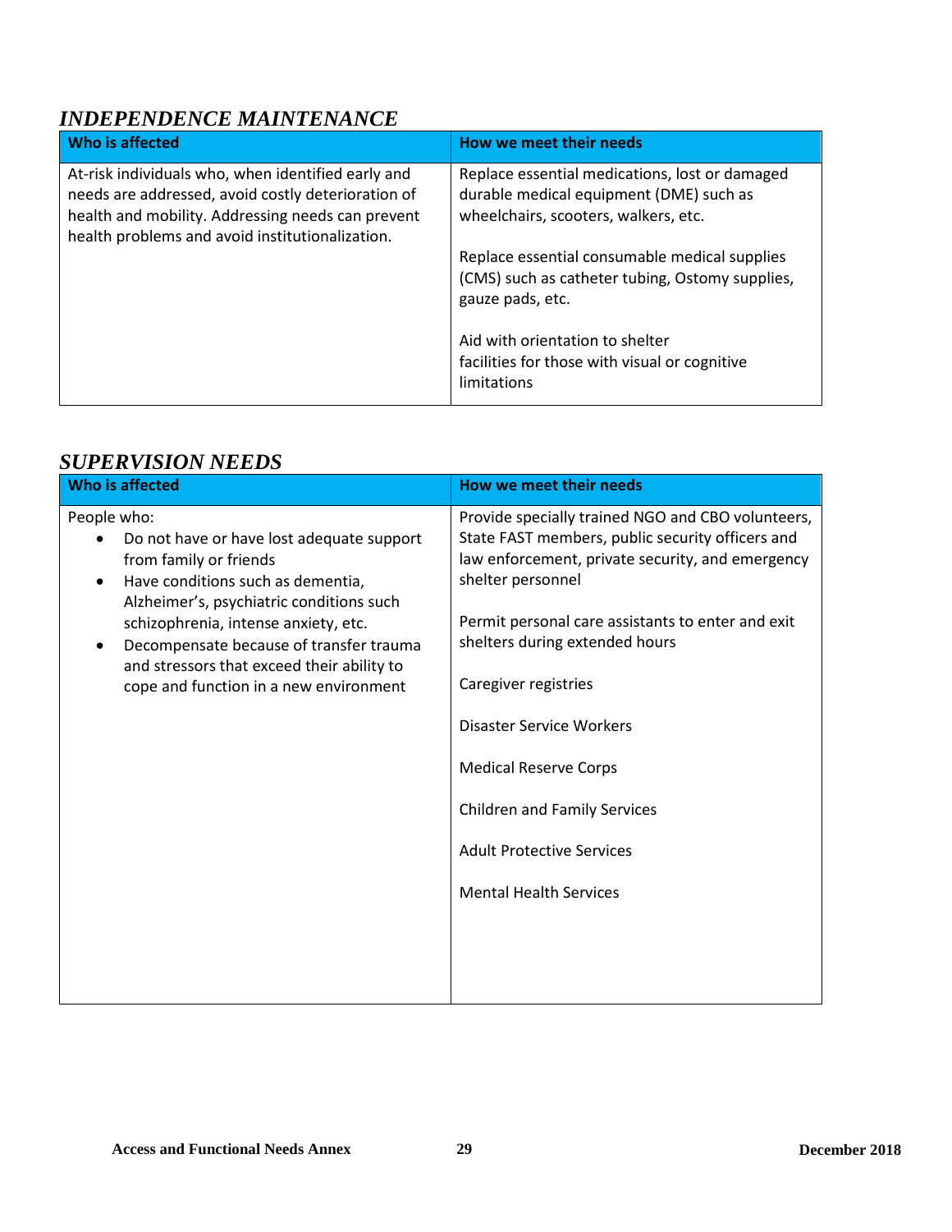## *INDEPENDENCE MAINTENANCE*

| Who is affected | How we meet their needs |
|---|---|
| At-risk individuals who, when identified early and needs are addressed, avoid costly deterioration of health and mobility. Addressing needs can prevent health problems and avoid institutionalization. | Replace essential medications, lost or damaged durable medical equipment (DME) such as wheelchairs, scooters, walkers, etc.<br><br>Replace essential consumable medical supplies (CMS) such as catheter tubing, Ostomy supplies, gauze pads, etc.<br><br>Aid with orientation to shelter facilities for those with visual or cognitive limitations |

## *SUPERVISION NEEDS*

| Who is affected | How we meet their needs |
|---|---|
| People who:<br>• Do not have or have lost adequate support from family or friends<br>• Have conditions such as dementia, Alzheimer's, psychiatric conditions such schizophrenia, intense anxiety, etc.<br>• Decompensate because of transfer trauma and stressors that exceed their ability to cope and function in a new environment | Provide specially trained NGO and CBO volunteers, State FAST members, public security officers and law enforcement, private security, and emergency shelter personnel<br><br>Permit personal care assistants to enter and exit shelters during extended hours<br><br>Caregiver registries<br><br>Disaster Service Workers<br><br>Medical Reserve Corps<br><br>Children and Family Services<br><br>Adult Protective Services<br><br>Mental Health Services |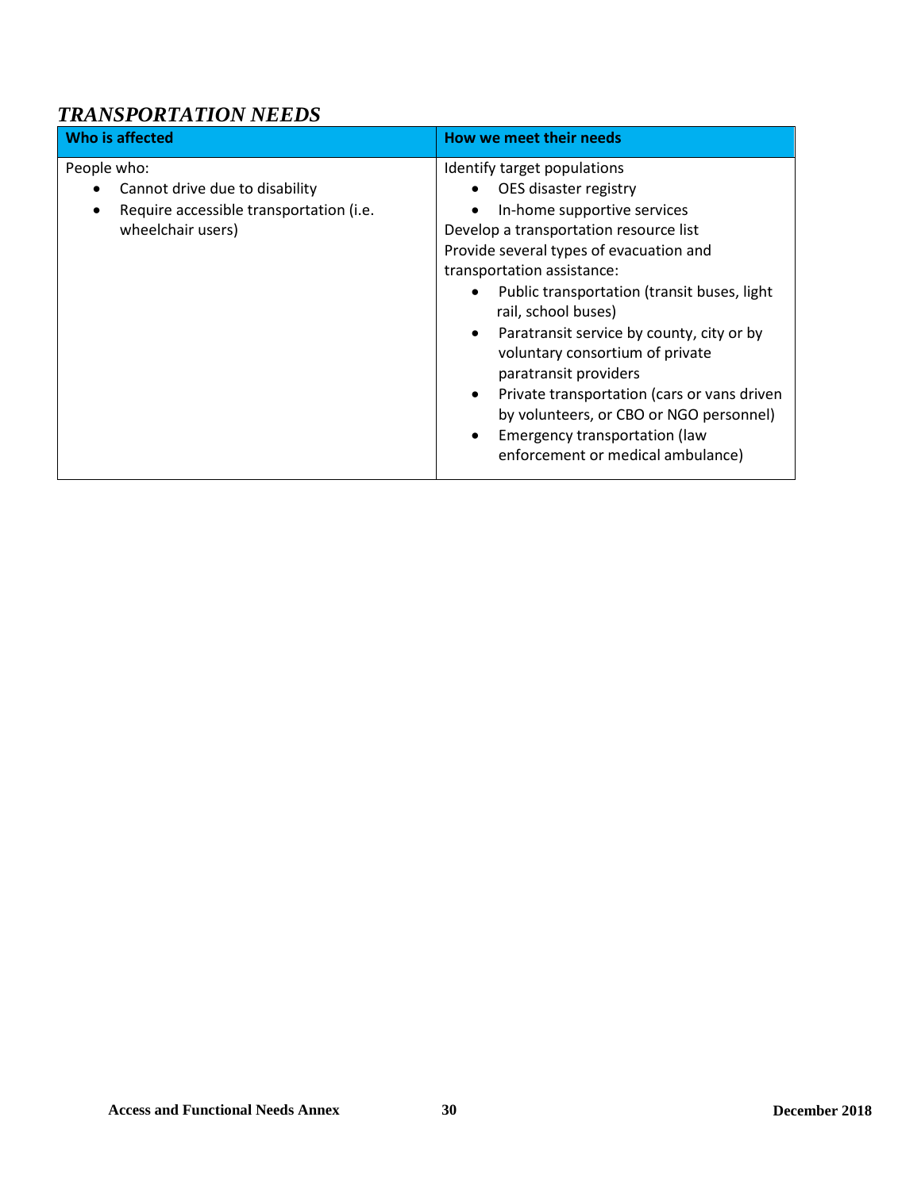## *TRANSPORTATION NEEDS*

| Who is affected | How we meet their needs |
| --- | --- |
| People who:<br>• Cannot drive due to disability<br>• Require accessible transportation (i.e. wheelchair users) | Identify target populations<br>• OES disaster registry<br>• In-home supportive services<br>Develop a transportation resource list<br>Provide several types of evacuation and transportation assistance:<br>• Public transportation (transit buses, light rail, school buses)<br>• Paratransit service by county, city or by voluntary consortium of private paratransit providers<br>• Private transportation (cars or vans driven by volunteers, or CBO or NGO personnel)<br>• Emergency transportation (law enforcement or medical ambulance) |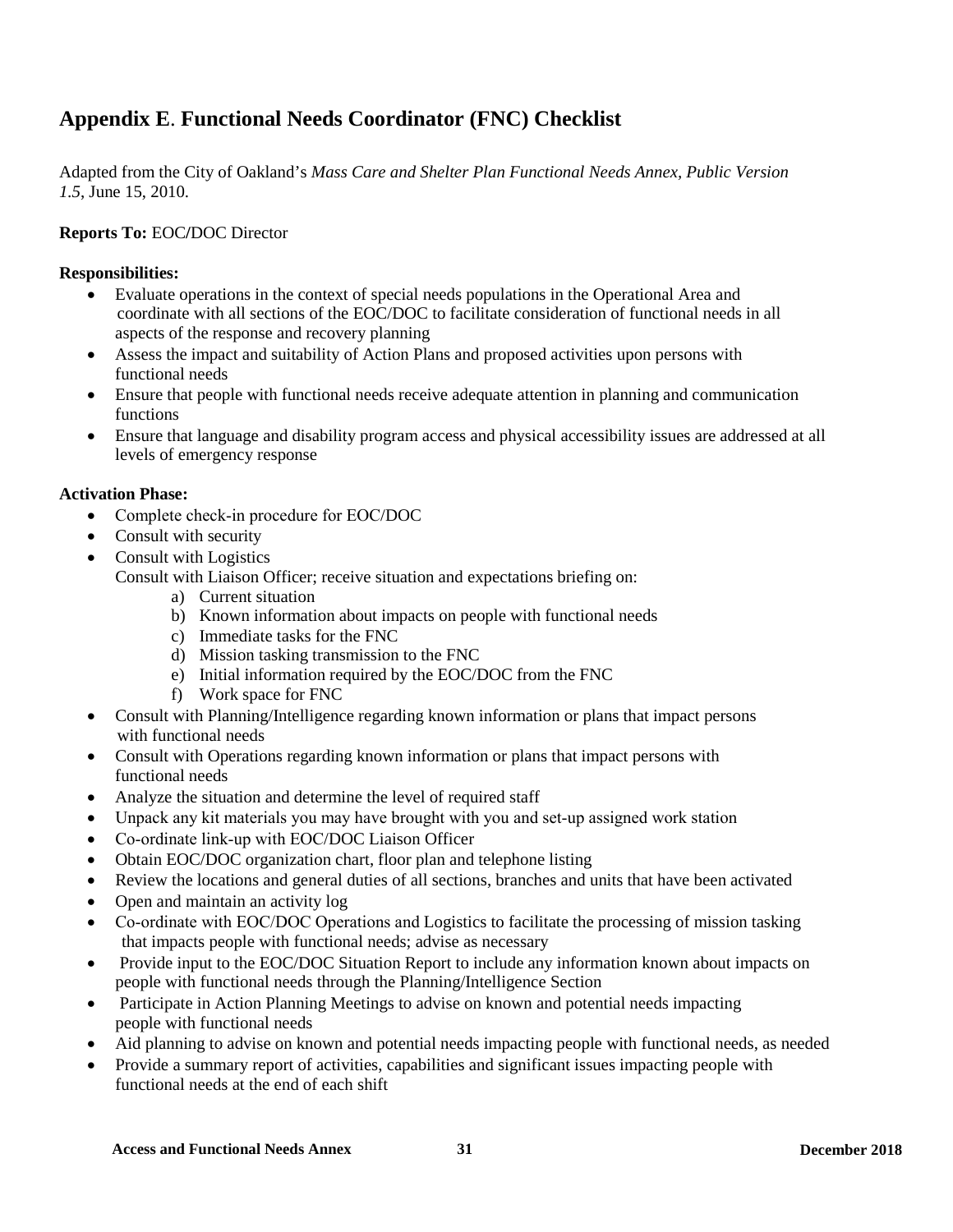## Appendix E. Functional Needs Coordinator (FNC) Checklist

Adapted from the City of Oakland's *Mass Care and Shelter Plan Functional Needs Annex, Public Version 1.5*, June 15, 2010.

**Reports To:** EOC/DOC Director

**Responsibilities:**

- Evaluate operations in the context of special needs populations in the Operational Area and coordinate with all sections of the EOC/DOC to facilitate consideration of functional needs in all aspects of the response and recovery planning
- Assess the impact and suitability of Action Plans and proposed activities upon persons with functional needs
- Ensure that people with functional needs receive adequate attention in planning and communication functions
- Ensure that language and disability program access and physical accessibility issues are addressed at all levels of emergency response

**Activation Phase:**

- Complete check-in procedure for EOC/DOC
- Consult with security
- Consult with Logistics
  
  Consult with Liaison Officer; receive situation and expectations briefing on:
    a) Current situation
    b) Known information about impacts on people with functional needs
    c) Immediate tasks for the FNC
    d) Mission tasking transmission to the FNC
    e) Initial information required by the EOC/DOC from the FNC
    f) Work space for FNC
- Consult with Planning/Intelligence regarding known information or plans that impact persons with functional needs
- Consult with Operations regarding known information or plans that impact persons with functional needs
- Analyze the situation and determine the level of required staff
- Unpack any kit materials you may have brought with you and set-up assigned work station
- Co-ordinate link-up with EOC/DOC Liaison Officer
- Obtain EOC/DOC organization chart, floor plan and telephone listing
- Review the locations and general duties of all sections, branches and units that have been activated
- Open and maintain an activity log
- Co-ordinate with EOC/DOC Operations and Logistics to facilitate the processing of mission tasking that impacts people with functional needs; advise as necessary
- Provide input to the EOC/DOC Situation Report to include any information known about impacts on people with functional needs through the Planning/Intelligence Section
- Participate in Action Planning Meetings to advise on known and potential needs impacting people with functional needs
- Aid planning to advise on known and potential needs impacting people with functional needs, as needed
- Provide a summary report of activities, capabilities and significant issues impacting people with functional needs at the end of each shift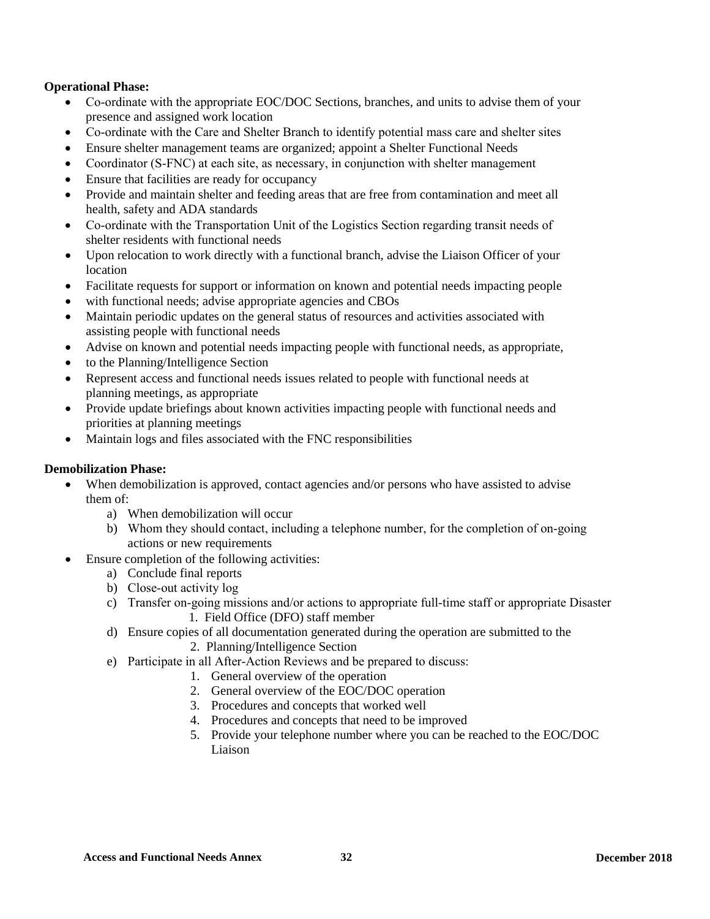**Operational Phase:**

- Co-ordinate with the appropriate EOC/DOC Sections, branches, and units to advise them of your presence and assigned work location
- Co-ordinate with the Care and Shelter Branch to identify potential mass care and shelter sites
- Ensure shelter management teams are organized; appoint a Shelter Functional Needs
- Coordinator (S-FNC) at each site, as necessary, in conjunction with shelter management
- Ensure that facilities are ready for occupancy
- Provide and maintain shelter and feeding areas that are free from contamination and meet all health, safety and ADA standards
- Co-ordinate with the Transportation Unit of the Logistics Section regarding transit needs of shelter residents with functional needs
- Upon relocation to work directly with a functional branch, advise the Liaison Officer of your location
- Facilitate requests for support or information on known and potential needs impacting people
- with functional needs; advise appropriate agencies and CBOs
- Maintain periodic updates on the general status of resources and activities associated with assisting people with functional needs
- Advise on known and potential needs impacting people with functional needs, as appropriate,
- to the Planning/Intelligence Section
- Represent access and functional needs issues related to people with functional needs at planning meetings, as appropriate
- Provide update briefings about known activities impacting people with functional needs and priorities at planning meetings
- Maintain logs and files associated with the FNC responsibilities

**Demobilization Phase:**

- When demobilization is approved, contact agencies and/or persons who have assisted to advise them of:
  - a) When demobilization will occur
  - b) Whom they should contact, including a telephone number, for the completion of on-going actions or new requirements
- Ensure completion of the following activities:
  - a) Conclude final reports
  - b) Close-out activity log
  - c) Transfer on-going missions and/or actions to appropriate full-time staff or appropriate Disaster
    1. Field Office (DFO) staff member
  - d) Ensure copies of all documentation generated during the operation are submitted to the
    2. Planning/Intelligence Section
  - e) Participate in all After-Action Reviews and be prepared to discuss:
    1. General overview of the operation
    2. General overview of the EOC/DOC operation
    3. Procedures and concepts that worked well
    4. Procedures and concepts that need to be improved
    5. Provide your telephone number where you can be reached to the EOC/DOC Liaison